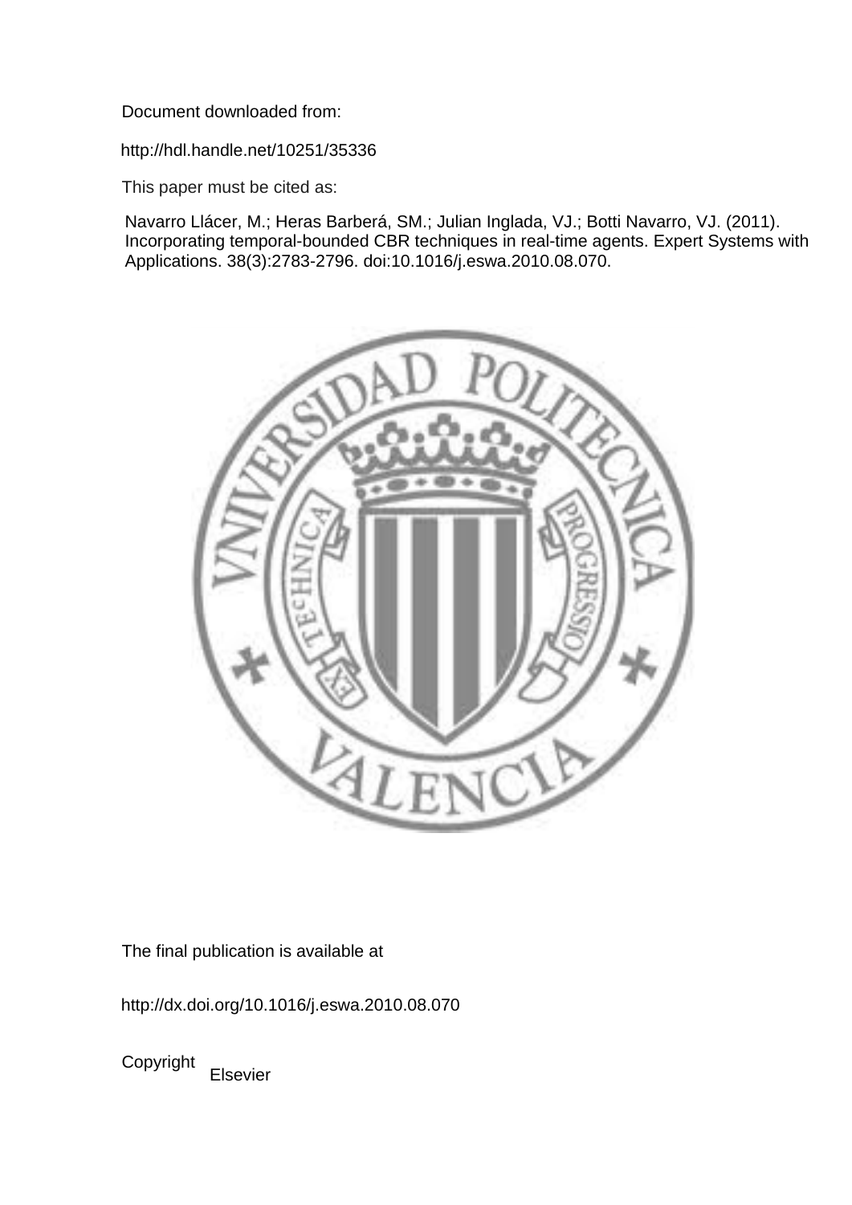Document downloaded from:

http://hdl.handle.net/10251/35336

This paper must be cited as:

Navarro Llácer, M.; Heras Barberá, SM.; Julian Inglada, VJ.; Botti Navarro, VJ. (2011). Incorporating temporal-bounded CBR techniques in real-time agents. Expert Systems with Applications. 38(3):2783-2796. doi:10.1016/j.eswa.2010.08.070.

The final publication is available at

http://dx.doi.org/10.1016/j.eswa.2010.08.070

Copyright Elsevier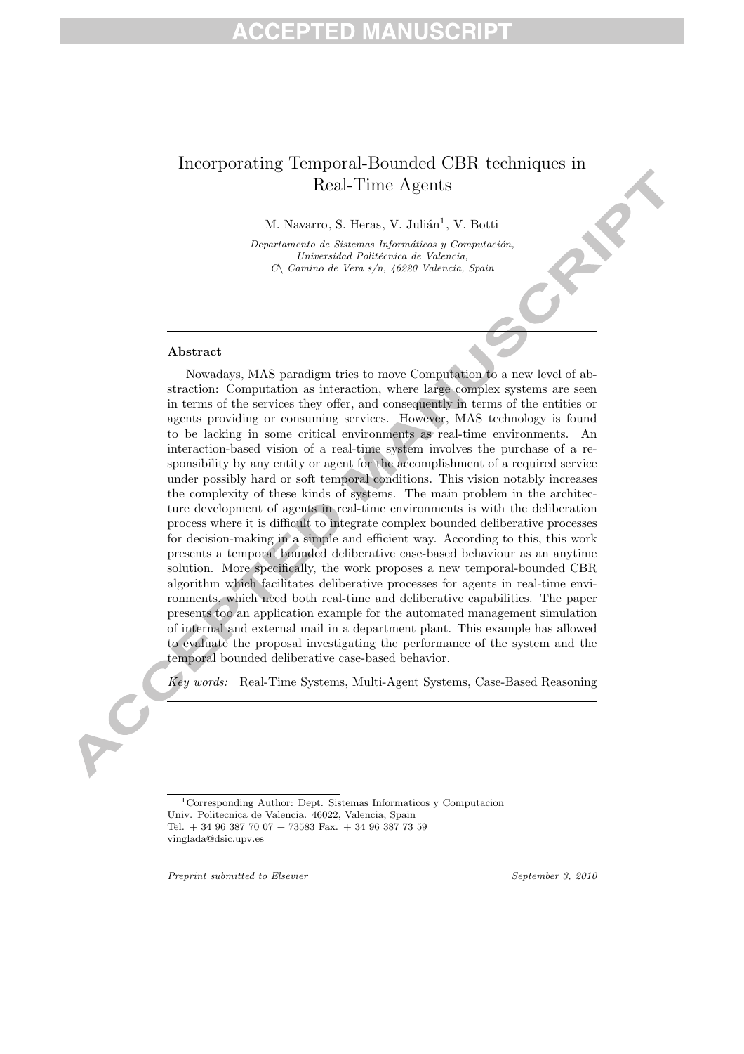# Incorporating Temporal-Bounded CBR techniques in Real-Time Agents

M. Navarro, S. Heras, V. Julián[1], V. Botti

*Departamento de Sistemas Informáticos y Computación, Universidad Politécnica de Valencia, C\ Camino de Vera s/n, 46220 Valencia, Spain*

---

## Abstract

Nowadays, MAS paradigm tries to move Computation to a new level of abstraction: Computation as interaction, where large complex systems are seen in terms of the services they offer, and consequently in terms of the entities or agents providing or consuming services. However, MAS technology is found to be lacking in some critical environments as real-time environments. An interaction-based vision of a real-time system involves the purchase of a responsibility by any entity or agent for the accomplishment of a required service under possibly hard or soft temporal conditions. This vision notably increases the complexity of these kinds of systems. The main problem in the architecture development of agents in real-time environments is with the deliberation process where it is difficult to integrate complex bounded deliberative processes for decision-making in a simple and efficient way. According to this, this work presents a temporal bounded deliberative case-based behaviour as an anytime solution. More specifically, the work proposes a new temporal-bounded CBR algorithm which facilitates deliberative processes for agents in real-time environments, which need both real-time and deliberative capabilities. The paper presents too an application example for the automated management simulation of internal and external mail in a department plant. This example has allowed to evaluate the proposal investigating the performance of the system and the temporal bounded deliberative case-based behavior.

*Key words:* Real-Time Systems, Multi-Agent Systems, Case-Based Reasoning

---

[1] Corresponding Author: Dept. Sistemas Informaticos y Computacion Univ. Politecnica de Valencia. 46022, Valencia, Spain
Tel. + 34 96 387 70 07 + 73583 Fax. + 34 96 387 73 59
vinglada@dsic.upv.es

*Preprint submitted to Elsevier* *September 3, 2010*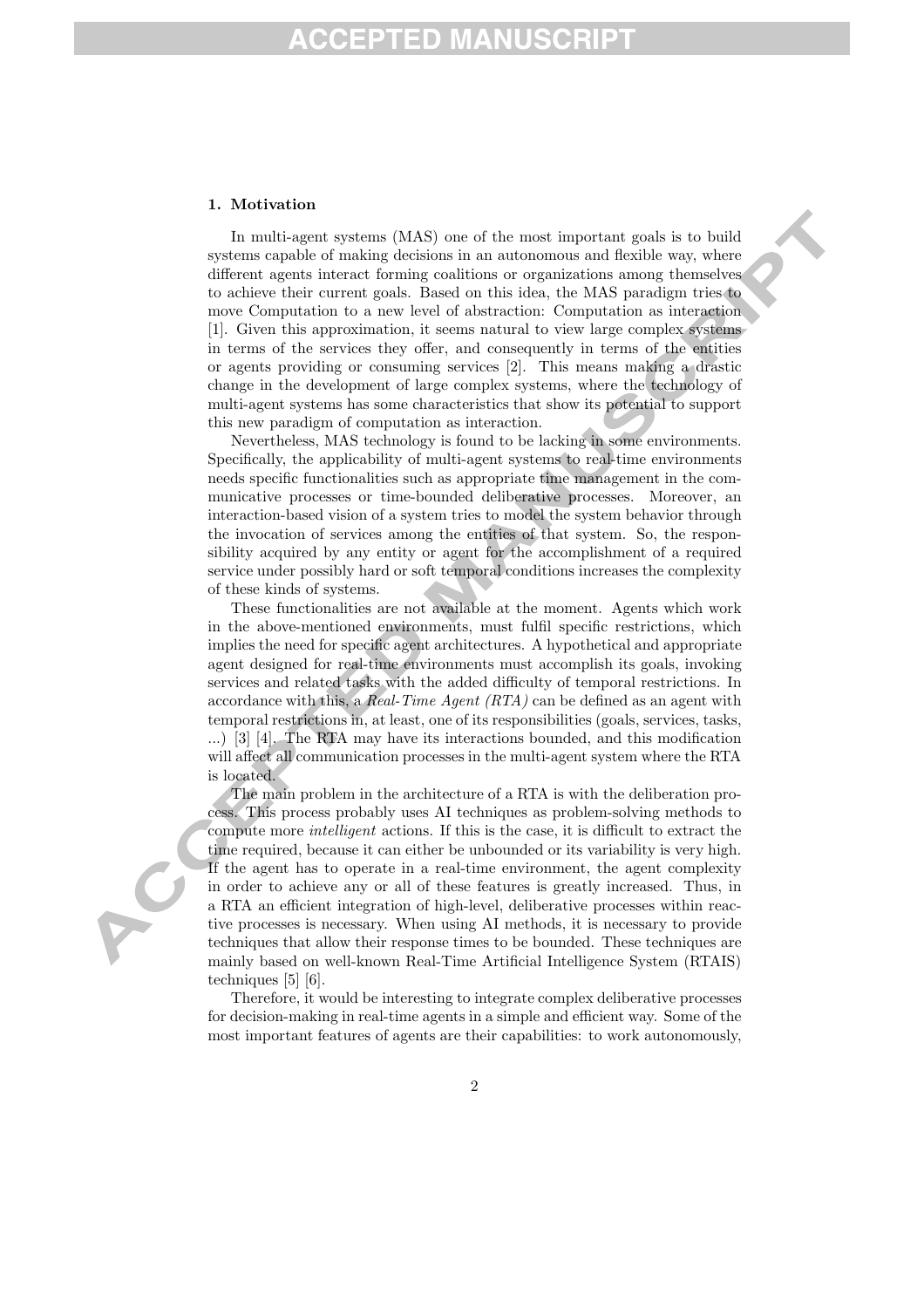## 1. Motivation

In multi-agent systems (MAS) one of the most important goals is to build systems capable of making decisions in an autonomous and flexible way, where different agents interact forming coalitions or organizations among themselves to achieve their current goals. Based on this idea, the MAS paradigm tries to move Computation to a new level of abstraction: Computation as interaction [1]. Given this approximation, it seems natural to view large complex systems in terms of the services they offer, and consequently in terms of the entities or agents providing or consuming services [2]. This means making a drastic change in the development of large complex systems, where the technology of multi-agent systems has some characteristics that show its potential to support this new paradigm of computation as interaction.

Nevertheless, MAS technology is found to be lacking in some environments. Specifically, the applicability of multi-agent systems to real-time environments needs specific functionalities such as appropriate time management in the communicative processes or time-bounded deliberative processes. Moreover, an interaction-based vision of a system tries to model the system behavior through the invocation of services among the entities of that system. So, the responsibility acquired by any entity or agent for the accomplishment of a required service under possibly hard or soft temporal conditions increases the complexity of these kinds of systems.

These functionalities are not available at the moment. Agents which work in the above-mentioned environments, must fulfil specific restrictions, which implies the need for specific agent architectures. A hypothetical and appropriate agent designed for real-time environments must accomplish its goals, invoking services and related tasks with the added difficulty of temporal restrictions. In accordance with this, a *Real-Time Agent (RTA)* can be defined as an agent with temporal restrictions in, at least, one of its responsibilities (goals, services, tasks, ...) [3] [4]. The RTA may have its interactions bounded, and this modification will affect all communication processes in the multi-agent system where the RTA is located.

The main problem in the architecture of a RTA is with the deliberation process. This process probably uses AI techniques as problem-solving methods to compute more *intelligent* actions. If this is the case, it is difficult to extract the time required, because it can either be unbounded or its variability is very high. If the agent has to operate in a real-time environment, the agent complexity in order to achieve any or all of these features is greatly increased. Thus, in a RTA an efficient integration of high-level, deliberative processes within reactive processes is necessary. When using AI methods, it is necessary to provide techniques that allow their response times to be bounded. These techniques are mainly based on well-known Real-Time Artificial Intelligence System (RTAIS) techniques [5] [6].

Therefore, it would be interesting to integrate complex deliberative processes for decision-making in real-time agents in a simple and efficient way. Some of the most important features of agents are their capabilities: to work autonomously,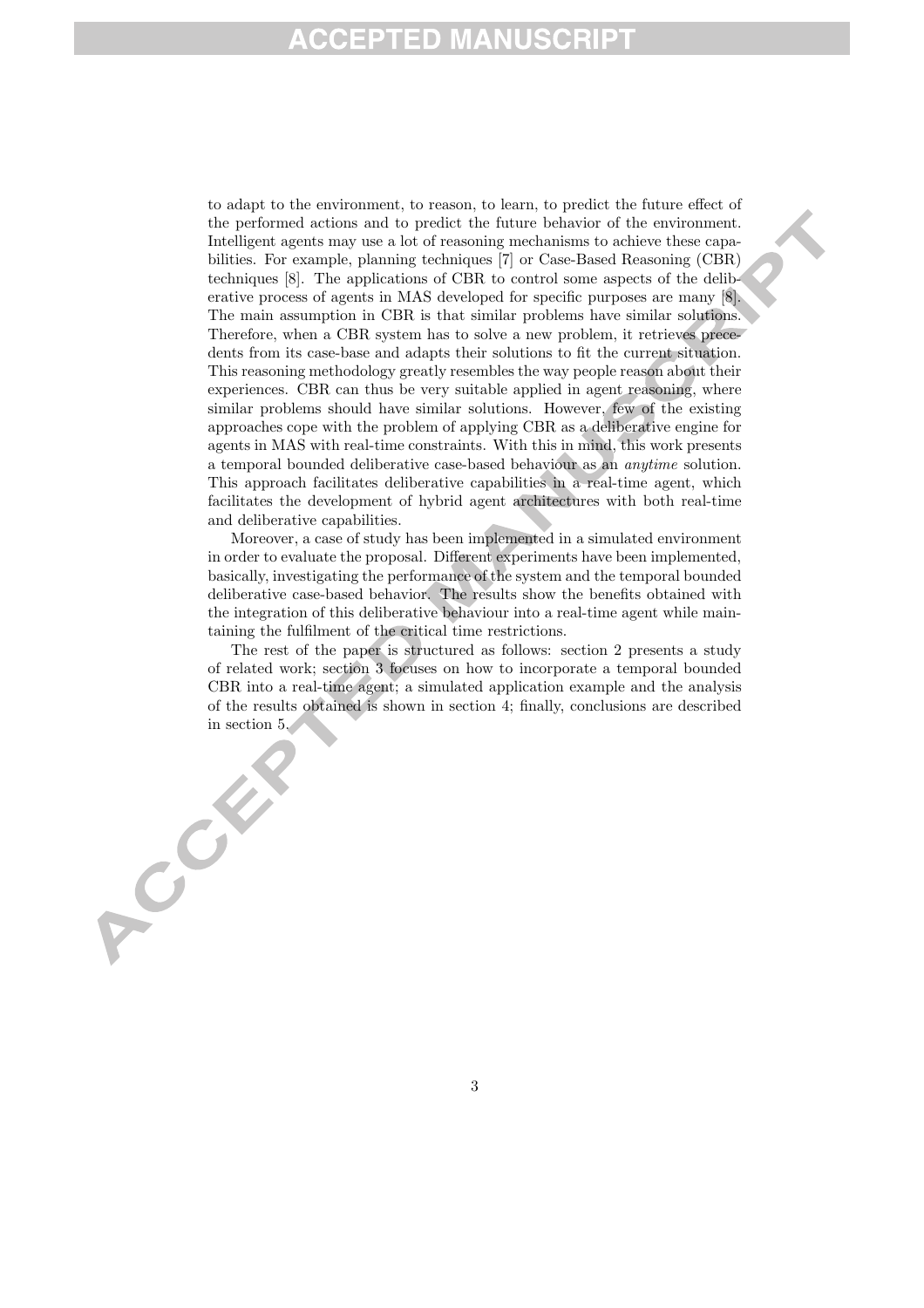to adapt to the environment, to reason, to learn, to predict the future effect of the performed actions and to predict the future behavior of the environment. Intelligent agents may use a lot of reasoning mechanisms to achieve these capabilities. For example, planning techniques [7] or Case-Based Reasoning (CBR) techniques [8]. The applications of CBR to control some aspects of the deliberative process of agents in MAS developed for specific purposes are many [8]. The main assumption in CBR is that similar problems have similar solutions. Therefore, when a CBR system has to solve a new problem, it retrieves precedents from its case-base and adapts their solutions to fit the current situation. This reasoning methodology greatly resembles the way people reason about their experiences. CBR can thus be very suitable applied in agent reasoning, where similar problems should have similar solutions. However, few of the existing approaches cope with the problem of applying CBR as a deliberative engine for agents in MAS with real-time constraints. With this in mind, this work presents a temporal bounded deliberative case-based behaviour as an *anytime* solution. This approach facilitates deliberative capabilities in a real-time agent, which facilitates the development of hybrid agent architectures with both real-time and deliberative capabilities.

Moreover, a case of study has been implemented in a simulated environment in order to evaluate the proposal. Different experiments have been implemented, basically, investigating the performance of the system and the temporal bounded deliberative case-based behavior. The results show the benefits obtained with the integration of this deliberative behaviour into a real-time agent while maintaining the fulfilment of the critical time restrictions.

The rest of the paper is structured as follows: section 2 presents a study of related work; section 3 focuses on how to incorporate a temporal bounded CBR into a real-time agent; a simulated application example and the analysis of the results obtained is shown in section 4; finally, conclusions are described in section 5.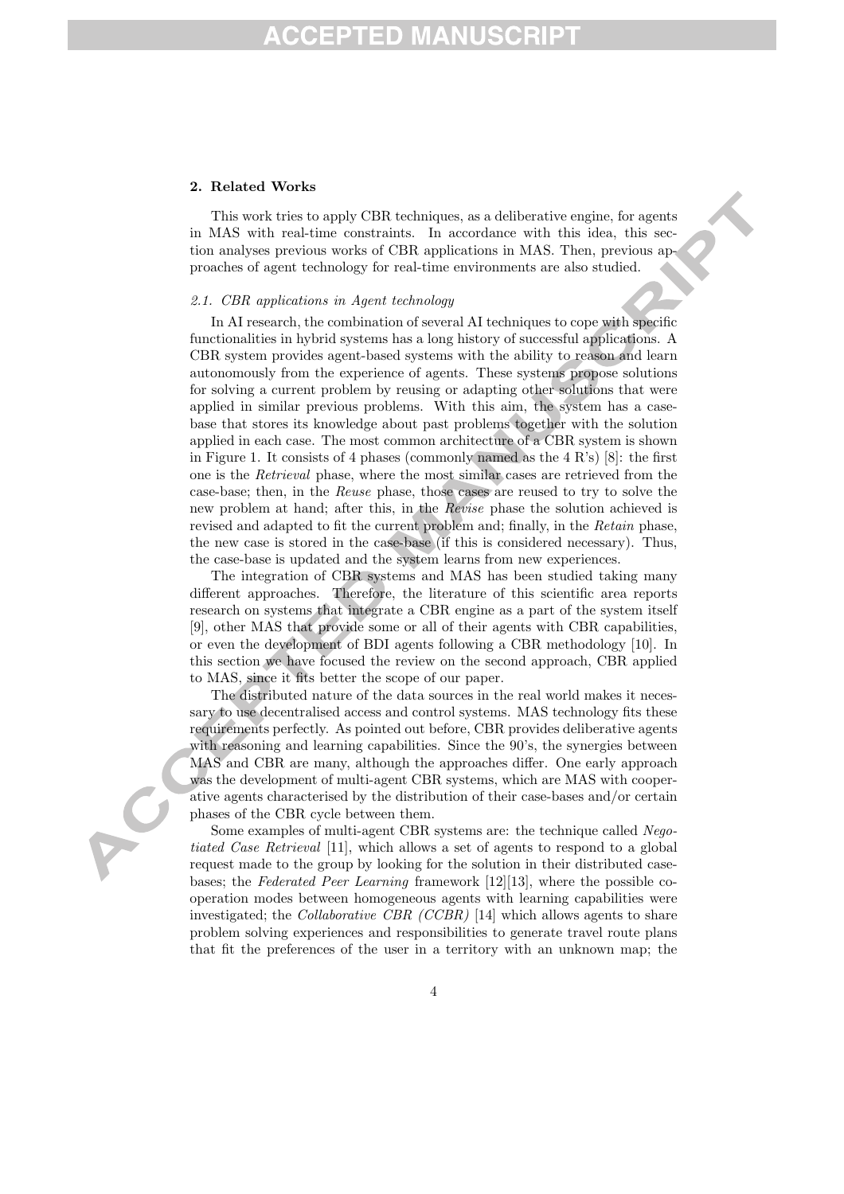## 2. Related Works

This work tries to apply CBR techniques, as a deliberative engine, for agents in MAS with real-time constraints. In accordance with this idea, this section analyses previous works of CBR applications in MAS. Then, previous approaches of agent technology for real-time environments are also studied.

### 2.1. CBR applications in Agent technology

In AI research, the combination of several AI techniques to cope with specific functionalities in hybrid systems has a long history of successful applications. A CBR system provides agent-based systems with the ability to reason and learn autonomously from the experience of agents. These systems propose solutions for solving a current problem by reusing or adapting other solutions that were applied in similar previous problems. With this aim, the system has a case-base that stores its knowledge about past problems together with the solution applied in each case. The most common architecture of a CBR system is shown in Figure 1. It consists of 4 phases (commonly named as the 4 R's) [8]: the first one is the *Retrieval* phase, where the most similar cases are retrieved from the case-base; then, in the *Reuse* phase, those cases are reused to try to solve the new problem at hand; after this, in the *Revise* phase the solution achieved is revised and adapted to fit the current problem and; finally, in the *Retain* phase, the new case is stored in the case-base (if this is considered necessary). Thus, the case-base is updated and the system learns from new experiences.

The integration of CBR systems and MAS has been studied taking many different approaches. Therefore, the literature of this scientific area reports research on systems that integrate a CBR engine as a part of the system itself [9], other MAS that provide some or all of their agents with CBR capabilities, or even the development of BDI agents following a CBR methodology [10]. In this section we have focused the review on the second approach, CBR applied to MAS, since it fits better the scope of our paper.

The distributed nature of the data sources in the real world makes it necessary to use decentralised access and control systems. MAS technology fits these requirements perfectly. As pointed out before, CBR provides deliberative agents with reasoning and learning capabilities. Since the 90's, the synergies between MAS and CBR are many, although the approaches differ. One early approach was the development of multi-agent CBR systems, which are MAS with cooperative agents characterised by the distribution of their case-bases and/or certain phases of the CBR cycle between them.

Some examples of multi-agent CBR systems are: the technique called *Negotiated Case Retrieval* [11], which allows a set of agents to respond to a global request made to the group by looking for the solution in their distributed case-bases; the *Federated Peer Learning* framework [12][13], where the possible cooperation modes between homogeneous agents with learning capabilities were investigated; the *Collaborative CBR (CCBR)* [14] which allows agents to share problem solving experiences and responsibilities to generate travel route plans that fit the preferences of the user in a territory with an unknown map; the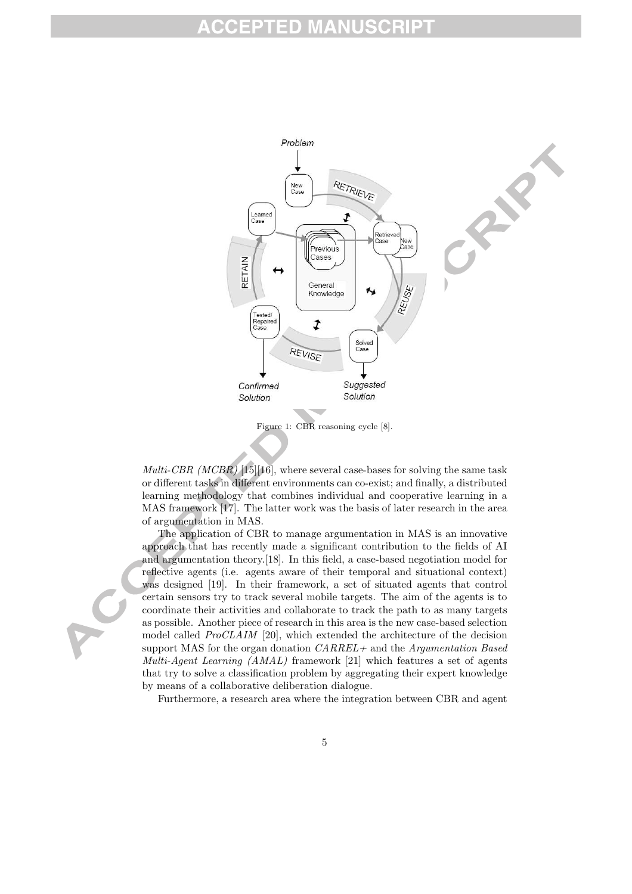Figure 1: CBR reasoning cycle [8].

*Multi-CBR (MCBR)* [15][16], where several case-bases for solving the same task or different tasks in different environments can co-exist; and finally, a distributed learning methodology that combines individual and cooperative learning in a MAS framework [17]. The latter work was the basis of later research in the area of argumentation in MAS.

The application of CBR to manage argumentation in MAS is an innovative approach that has recently made a significant contribution to the fields of AI and argumentation theory.[18]. In this field, a case-based negotiation model for reflective agents (i.e. agents aware of their temporal and situational context) was designed [19]. In their framework, a set of situated agents that control certain sensors try to track several mobile targets. The aim of the agents is to coordinate their activities and collaborate to track the path to as many targets as possible. Another piece of research in this area is the new case-based selection model called *ProCLAIM* [20], which extended the architecture of the decision support MAS for the organ donation *CARREL+* and the *Argumentation Based Multi-Agent Learning (AMAL)* framework [21] which features a set of agents that try to solve a classification problem by aggregating their expert knowledge by means of a collaborative deliberation dialogue.

Furthermore, a research area where the integration between CBR and agent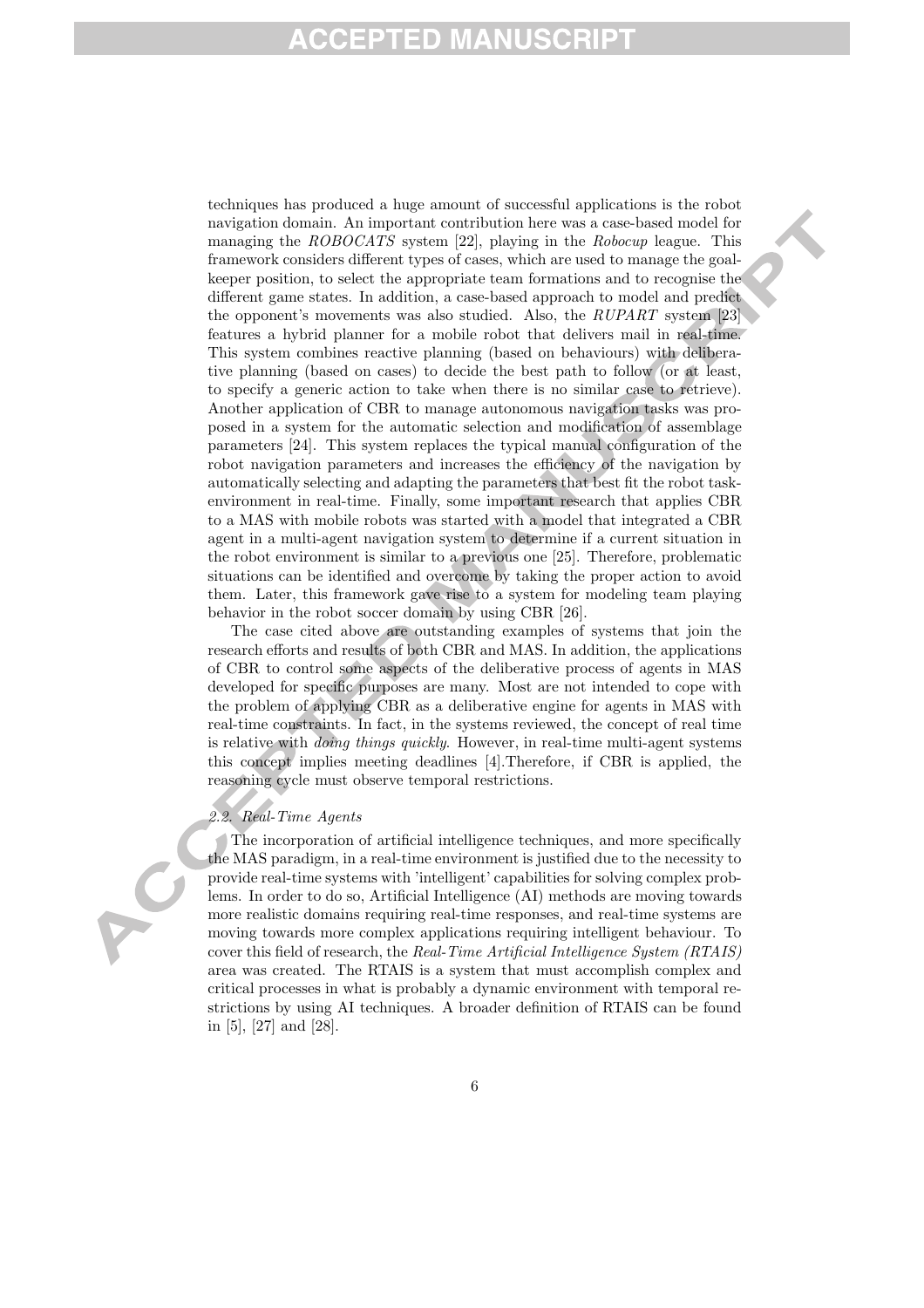techniques has produced a huge amount of successful applications is the robot navigation domain. An important contribution here was a case-based model for managing the *ROBOCATS* system [22], playing in the *Robocup* league. This framework considers different types of cases, which are used to manage the goal-keeper position, to select the appropriate team formations and to recognise the different game states. In addition, a case-based approach to model and predict the opponent's movements was also studied. Also, the *RUPART* system [23] features a hybrid planner for a mobile robot that delivers mail in real-time. This system combines reactive planning (based on behaviours) with deliberative planning (based on cases) to decide the best path to follow (or at least, to specify a generic action to take when there is no similar case to retrieve). Another application of CBR to manage autonomous navigation tasks was proposed in a system for the automatic selection and modification of assemblage parameters [24]. This system replaces the typical manual configuration of the robot navigation parameters and increases the efficiency of the navigation by automatically selecting and adapting the parameters that best fit the robot task-environment in real-time. Finally, some important research that applies CBR to a MAS with mobile robots was started with a model that integrated a CBR agent in a multi-agent navigation system to determine if a current situation in the robot environment is similar to a previous one [25]. Therefore, problematic situations can be identified and overcome by taking the proper action to avoid them. Later, this framework gave rise to a system for modeling team playing behavior in the robot soccer domain by using CBR [26].

The case cited above are outstanding examples of systems that join the research efforts and results of both CBR and MAS. In addition, the applications of CBR to control some aspects of the deliberative process of agents in MAS developed for specific purposes are many. Most are not intended to cope with the problem of applying CBR as a deliberative engine for agents in MAS with real-time constraints. In fact, in the systems reviewed, the concept of real time is relative with *doing things quickly*. However, in real-time multi-agent systems this concept implies meeting deadlines [4].Therefore, if CBR is applied, the reasoning cycle must observe temporal restrictions.

### *2.2. Real-Time Agents*

The incorporation of artificial intelligence techniques, and more specifically the MAS paradigm, in a real-time environment is justified due to the necessity to provide real-time systems with 'intelligent' capabilities for solving complex problems. In order to do so, Artificial Intelligence (AI) methods are moving towards more realistic domains requiring real-time responses, and real-time systems are moving towards more complex applications requiring intelligent behaviour. To cover this field of research, the *Real-Time Artificial Intelligence System (RTAIS)* area was created. The RTAIS is a system that must accomplish complex and critical processes in what is probably a dynamic environment with temporal restrictions by using AI techniques. A broader definition of RTAIS can be found in [5], [27] and [28].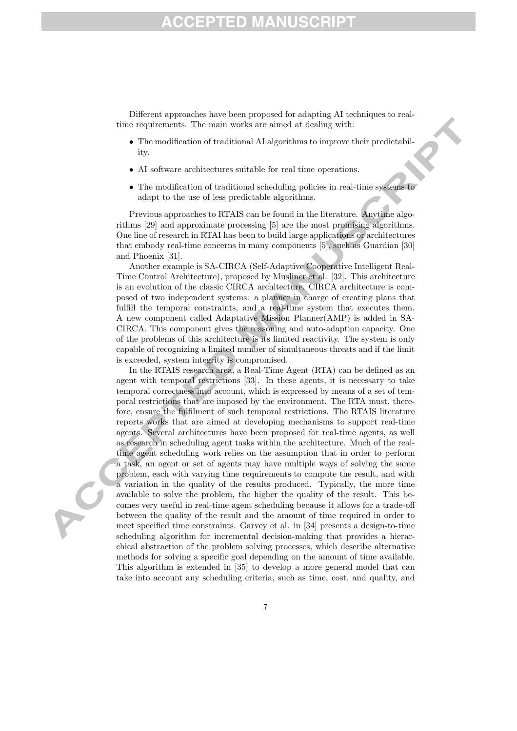Different approaches have been proposed for adapting AI techniques to real-time requirements. The main works are aimed at dealing with:

- The modification of traditional AI algorithms to improve their predictability.
- AI software architectures suitable for real time operations.
- The modification of traditional scheduling policies in real-time systems to adapt to the use of less predictable algorithms.

Previous approaches to RTAIS can be found in the literature. Anytime algorithms [29] and approximate processing [5] are the most promising algorithms. One line of research in RTAI has been to build large applications or architectures that embody real-time concerns in many components [5], such as Guardian [30] and Phoenix [31].

Another example is SA-CIRCA (Self-Adaptive Cooperative Intelligent Real-Time Control Architecture), proposed by Musliner et al. [32]. This architecture is an evolution of the classic CIRCA architecture. CIRCA architecture is composed of two independent systems: a planner in charge of creating plans that fulfill the temporal constraints, and a real-time system that executes them. A new component called Adaptative Mission Planner(AMP) is added in SA-CIRCA. This component gives the reasoning and auto-adaption capacity. One of the problems of this architecture is its limited reactivity. The system is only capable of recognizing a limited number of simultaneous threats and if the limit is exceeded, system integrity is compromised.

In the RTAIS research area, a Real-Time Agent (RTA) can be defined as an agent with temporal restrictions [33]. In these agents, it is necessary to take temporal correctness into account, which is expressed by means of a set of temporal restrictions that are imposed by the environment. The RTA must, therefore, ensure the fulfilment of such temporal restrictions. The RTAIS literature reports works that are aimed at developing mechanisms to support real-time agents. Several architectures have been proposed for real-time agents, as well as research in scheduling agent tasks within the architecture. Much of the real-time agent scheduling work relies on the assumption that in order to perform a task, an agent or set of agents may have multiple ways of solving the same problem, each with varying time requirements to compute the result, and with a variation in the quality of the results produced. Typically, the more time available to solve the problem, the higher the quality of the result. This becomes very useful in real-time agent scheduling because it allows for a trade-off between the quality of the result and the amount of time required in order to meet specified time constraints. Garvey et al. in [34] presents a design-to-time scheduling algorithm for incremental decision-making that provides a hierarchical abstraction of the problem solving processes, which describe alternative methods for solving a specific goal depending on the amount of time available. This algorithm is extended in [35] to develop a more general model that can take into account any scheduling criteria, such as time, cost, and quality, and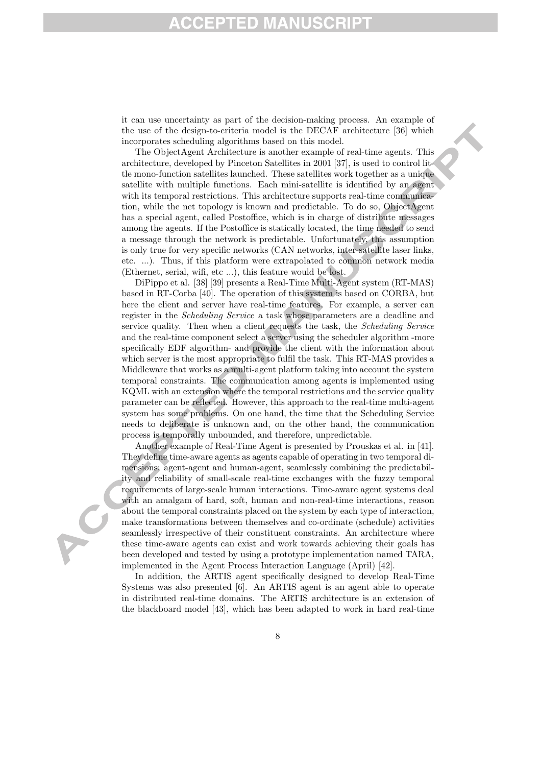it can use uncertainty as part of the decision-making process. An example of the use of the design-to-criteria model is the DECAF architecture [36] which incorporates scheduling algorithms based on this model.

The ObjectAgent Architecture is another example of real-time agents. This architecture, developed by Pinceton Satellites in 2001 [37], is used to control little mono-function satellites launched. These satellites work together as a unique satellite with multiple functions. Each mini-satellite is identified by an agent with its temporal restrictions. This architecture supports real-time communication, while the net topology is known and predictable. To do so, ObjectAgent has a special agent, called Postoffice, which is in charge of distribute messages among the agents. If the Postoffice is statically located, the time needed to send a message through the network is predictable. Unfortunately, this assumption is only true for very specific networks (CAN networks, inter-satellite laser links, etc. ...). Thus, if this platform were extrapolated to common network media (Ethernet, serial, wifi, etc ...), this feature would be lost.

DiPippo et al. [38] [39] presents a Real-Time Multi-Agent system (RT-MAS) based in RT-Corba [40]. The operation of this system is based on CORBA, but here the client and server have real-time features. For example, a server can register in the *Scheduling Service* a task whose parameters are a deadline and service quality. Then when a client requests the task, the *Scheduling Service* and the real-time component select a server using the scheduler algorithm -more specifically EDF algorithm- and provide the client with the information about which server is the most appropriate to fulfil the task. This RT-MAS provides a Middleware that works as a multi-agent platform taking into account the system temporal constraints. The communication among agents is implemented using KQML with an extension where the temporal restrictions and the service quality parameter can be reflected. However, this approach to the real-time multi-agent system has some problems. On one hand, the time that the Scheduling Service needs to deliberate is unknown and, on the other hand, the communication process is temporally unbounded, and therefore, unpredictable.

Another example of Real-Time Agent is presented by Prouskas et al. in [41]. They define time-aware agents as agents capable of operating in two temporal dimensions: agent-agent and human-agent, seamlessly combining the predictability and reliability of small-scale real-time exchanges with the fuzzy temporal requirements of large-scale human interactions. Time-aware agent systems deal with an amalgam of hard, soft, human and non-real-time interactions, reason about the temporal constraints placed on the system by each type of interaction, make transformations between themselves and co-ordinate (schedule) activities seamlessly irrespective of their constituent constraints. An architecture where these time-aware agents can exist and work towards achieving their goals has been developed and tested by using a prototype implementation named TARA, implemented in the Agent Process Interaction Language (April) [42].

In addition, the ARTIS agent specifically designed to develop Real-Time Systems was also presented [6]. An ARTIS agent is an agent able to operate in distributed real-time domains. The ARTIS architecture is an extension of the blackboard model [43], which has been adapted to work in hard real-time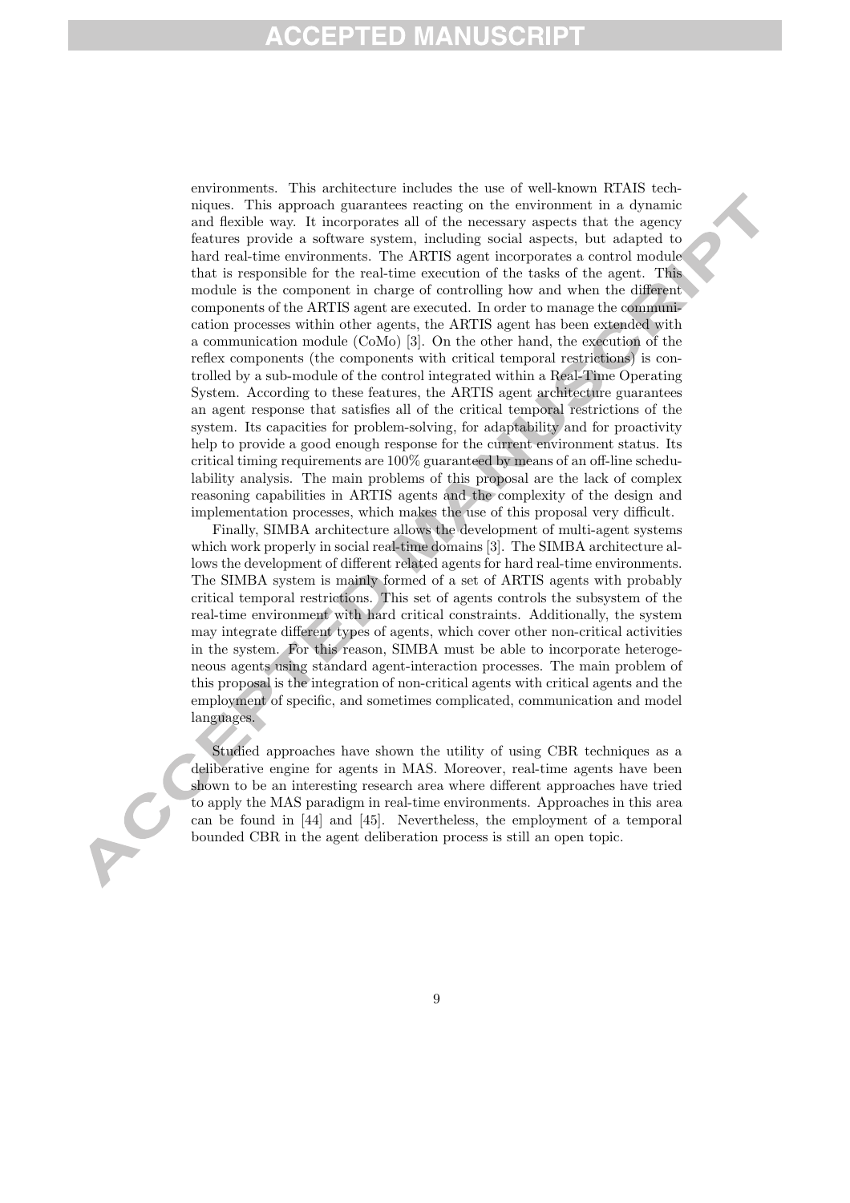environments. This architecture includes the use of well-known RTAIS techniques. This approach guarantees reacting on the environment in a dynamic and flexible way. It incorporates all of the necessary aspects that the agency features provide a software system, including social aspects, but adapted to hard real-time environments. The ARTIS agent incorporates a control module that is responsible for the real-time execution of the tasks of the agent. This module is the component in charge of controlling how and when the different components of the ARTIS agent are executed. In order to manage the communication processes within other agents, the ARTIS agent has been extended with a communication module (CoMo) [3]. On the other hand, the execution of the reflex components (the components with critical temporal restrictions) is controlled by a sub-module of the control integrated within a Real-Time Operating System. According to these features, the ARTIS agent architecture guarantees an agent response that satisfies all of the critical temporal restrictions of the system. Its capacities for problem-solving, for adaptability and for proactivity help to provide a good enough response for the current environment status. Its critical timing requirements are 100% guaranteed by means of an off-line schedulability analysis. The main problems of this proposal are the lack of complex reasoning capabilities in ARTIS agents and the complexity of the design and implementation processes, which makes the use of this proposal very difficult.

Finally, SIMBA architecture allows the development of multi-agent systems which work properly in social real-time domains [3]. The SIMBA architecture allows the development of different related agents for hard real-time environments. The SIMBA system is mainly formed of a set of ARTIS agents with probably critical temporal restrictions. This set of agents controls the subsystem of the real-time environment with hard critical constraints. Additionally, the system may integrate different types of agents, which cover other non-critical activities in the system. For this reason, SIMBA must be able to incorporate heterogeneous agents using standard agent-interaction processes. The main problem of this proposal is the integration of non-critical agents with critical agents and the employment of specific, and sometimes complicated, communication and model languages.

Studied approaches have shown the utility of using CBR techniques as a deliberative engine for agents in MAS. Moreover, real-time agents have been shown to be an interesting research area where different approaches have tried to apply the MAS paradigm in real-time environments. Approaches in this area can be found in [44] and [45]. Nevertheless, the employment of a temporal bounded CBR in the agent deliberation process is still an open topic.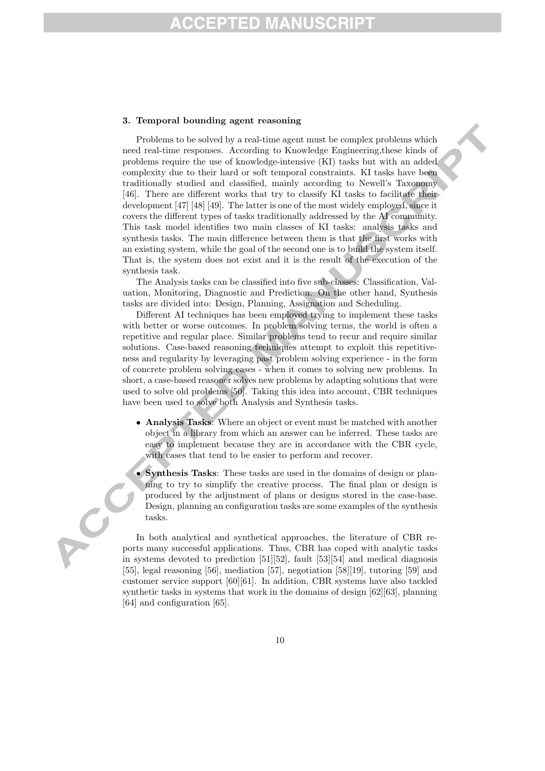## 3. Temporal bounding agent reasoning

Problems to be solved by a real-time agent must be complex problems which need real-time responses. According to Knowledge Engineering,these kinds of problems require the use of knowledge-intensive (KI) tasks but with an added complexity due to their hard or soft temporal constraints. KI tasks have been traditionally studied and classified, mainly according to Newell's Taxonomy [46]. There are different works that try to classify KI tasks to facilitate their development [47] [48] [49]. The latter is one of the most widely employed, since it covers the different types of tasks traditionally addressed by the AI community. This task model identifies two main classes of KI tasks: analysis tasks and synthesis tasks. The main difference between them is that the first works with an existing system, while the goal of the second one is to build the system itself. That is, the system does not exist and it is the result of the execution of the synthesis task.

The Analysis tasks can be classified into five sub-classes: Classification, Valuation, Monitoring, Diagnostic and Prediction. On the other hand, Synthesis tasks are divided into: Design, Planning, Assignation and Scheduling.

Different AI techniques has been employed trying to implement these tasks with better or worse outcomes. In problem solving terms, the world is often a repetitive and regular place. Similar problems tend to recur and require similar solutions. Case-based reasoning techniques attempt to exploit this repetitiveness and regularity by leveraging past problem solving experience - in the form of concrete problem solving cases - when it comes to solving new problems. In short, a case-based reasoner solves new problems by adapting solutions that were used to solve old problems [50]. Taking this idea into account, CBR techniques have been used to solve both Analysis and Synthesis tasks.

- **Analysis Tasks**: Where an object or event must be matched with another object in a library from which an answer can be inferred. These tasks are easy to implement because they are in accordance with the CBR cycle, with cases that tend to be easier to perform and recover.
- **Synthesis Tasks**: These tasks are used in the domains of design or planning to try to simplify the creative process. The final plan or design is produced by the adjustment of plans or designs stored in the case-base. Design, planning an configuration tasks are some examples of the synthesis tasks.

In both analytical and synthetical approaches, the literature of CBR reports many successful applications. Thus, CBR has coped with analytic tasks in systems devoted to prediction [51][52], fault [53][54] and medical diagnosis [55], legal reasoning [56], mediation [57], negotiation [58][19], tutoring [59] and customer service support [60][61]. In addition, CBR systems have also tackled synthetic tasks in systems that work in the domains of design [62][63], planning [64] and configuration [65].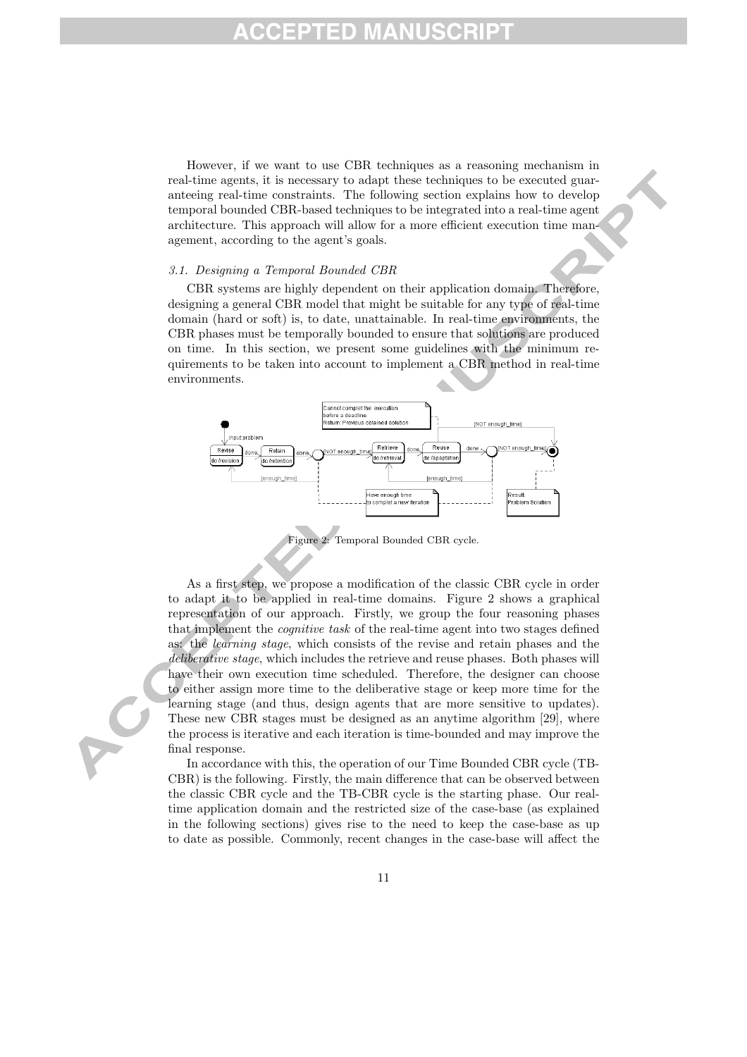However, if we want to use CBR techniques as a reasoning mechanism in real-time agents, it is necessary to adapt these techniques to be executed guaranteeing real-time constraints. The following section explains how to develop temporal bounded CBR-based techniques to be integrated into a real-time agent architecture. This approach will allow for a more efficient execution time management, according to the agent's goals.

### *3.1. Designing a Temporal Bounded CBR*

CBR systems are highly dependent on their application domain. Therefore, designing a general CBR model that might be suitable for any type of real-time domain (hard or soft) is, to date, unattainable. In real-time environments, the CBR phases must be temporally bounded to ensure that solutions are produced on time. In this section, we present some guidelines with the minimum requirements to be taken into account to implement a CBR method in real-time environments.

Cannot complete the execution before a deadline. Return: Previous obtained solution

input:problem

Revise do /revision

done

Retain do /retention

done

[NOT enough_time]

Retrieve do /retrieval

done

Reuse do /adaptation

done

[NOT enough_time]

[NOT enough_time]

[enough_time]

[enough_time]

Have enough time to complet a new iteration

Result: Problem Solution

Figure 2: Temporal Bounded CBR cycle.

As a first step, we propose a modification of the classic CBR cycle in order to adapt it to be applied in real-time domains. Figure 2 shows a graphical representation of our approach. Firstly, we group the four reasoning phases that implement the *cognitive task* of the real-time agent into two stages defined as: the *learning stage*, which consists of the revise and retain phases and the *deliberative stage*, which includes the retrieve and reuse phases. Both phases will have their own execution time scheduled. Therefore, the designer can choose to either assign more time to the deliberative stage or keep more time for the learning stage (and thus, design agents that are more sensitive to updates). These new CBR stages must be designed as an anytime algorithm [29], where the process is iterative and each iteration is time-bounded and may improve the final response.

In accordance with this, the operation of our Time Bounded CBR cycle (TB-CBR) is the following. Firstly, the main difference that can be observed between the classic CBR cycle and the TB-CBR cycle is the starting phase. Our real-time application domain and the restricted size of the case-base (as explained in the following sections) gives rise to the need to keep the case-base as up to date as possible. Commonly, recent changes in the case-base will affect the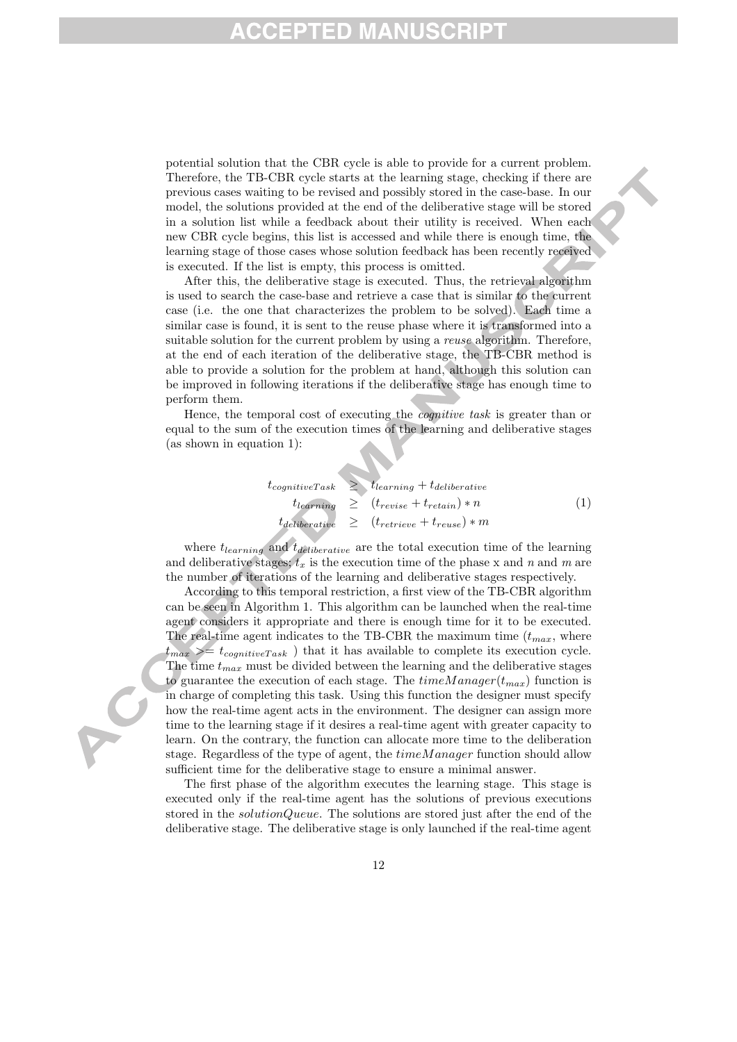potential solution that the CBR cycle is able to provide for a current problem. Therefore, the TB-CBR cycle starts at the learning stage, checking if there are previous cases waiting to be revised and possibly stored in the case-base. In our model, the solutions provided at the end of the deliberative stage will be stored in a solution list while a feedback about their utility is received. When each new CBR cycle begins, this list is accessed and while there is enough time, the learning stage of those cases whose solution feedback has been recently received is executed. If the list is empty, this process is omitted.

After this, the deliberative stage is executed. Thus, the retrieval algorithm is used to search the case-base and retrieve a case that is similar to the current case (i.e. the one that characterizes the problem to be solved). Each time a similar case is found, it is sent to the reuse phase where it is transformed into a suitable solution for the current problem by using a *reuse* algorithm. Therefore, at the end of each iteration of the deliberative stage, the TB-CBR method is able to provide a solution for the problem at hand, although this solution can be improved in following iterations if the deliberative stage has enough time to perform them.

Hence, the temporal cost of executing the *cognitive task* is greater than or equal to the sum of the execution times of the learning and deliberative stages (as shown in equation 1):

$$
\begin{aligned}
t_{cognitiveTask} &\geq t_{learning} + t_{deliberative} \\
t_{learning} &\geq (t_{revise} + t_{retain}) * n \\
t_{deliberative} &\geq (t_{retrieve} + t_{reuse}) * m
\end{aligned}
\tag{1}
$$

where $t_{learning}$ and $t_{deliberative}$ are the total execution time of the learning and deliberative stages; $t_x$ is the execution time of the phase x and $n$ and $m$ are the number of iterations of the learning and deliberative stages respectively.

According to this temporal restriction, a first view of the TB-CBR algorithm can be seen in Algorithm 1. This algorithm can be launched when the real-time agent considers it appropriate and there is enough time for it to be executed. The real-time agent indicates to the TB-CBR the maximum time ($t_{max}$, where $t_{max} >= t_{cognitiveTask}$ ) that it has available to complete its execution cycle. The time $t_{max}$ must be divided between the learning and the deliberative stages to guarantee the execution of each stage. The $timeManager(t_{max})$ function is in charge of completing this task. Using this function the designer must specify how the real-time agent acts in the environment. The designer can assign more time to the learning stage if it desires a real-time agent with greater capacity to learn. On the contrary, the function can allocate more time to the deliberation stage. Regardless of the type of agent, the $timeManager$ function should allow sufficient time for the deliberative stage to ensure a minimal answer.

The first phase of the algorithm executes the learning stage. This stage is executed only if the real-time agent has the solutions of previous executions stored in the *solutionQueue*. The solutions are stored just after the end of the deliberative stage. The deliberative stage is only launched if the real-time agent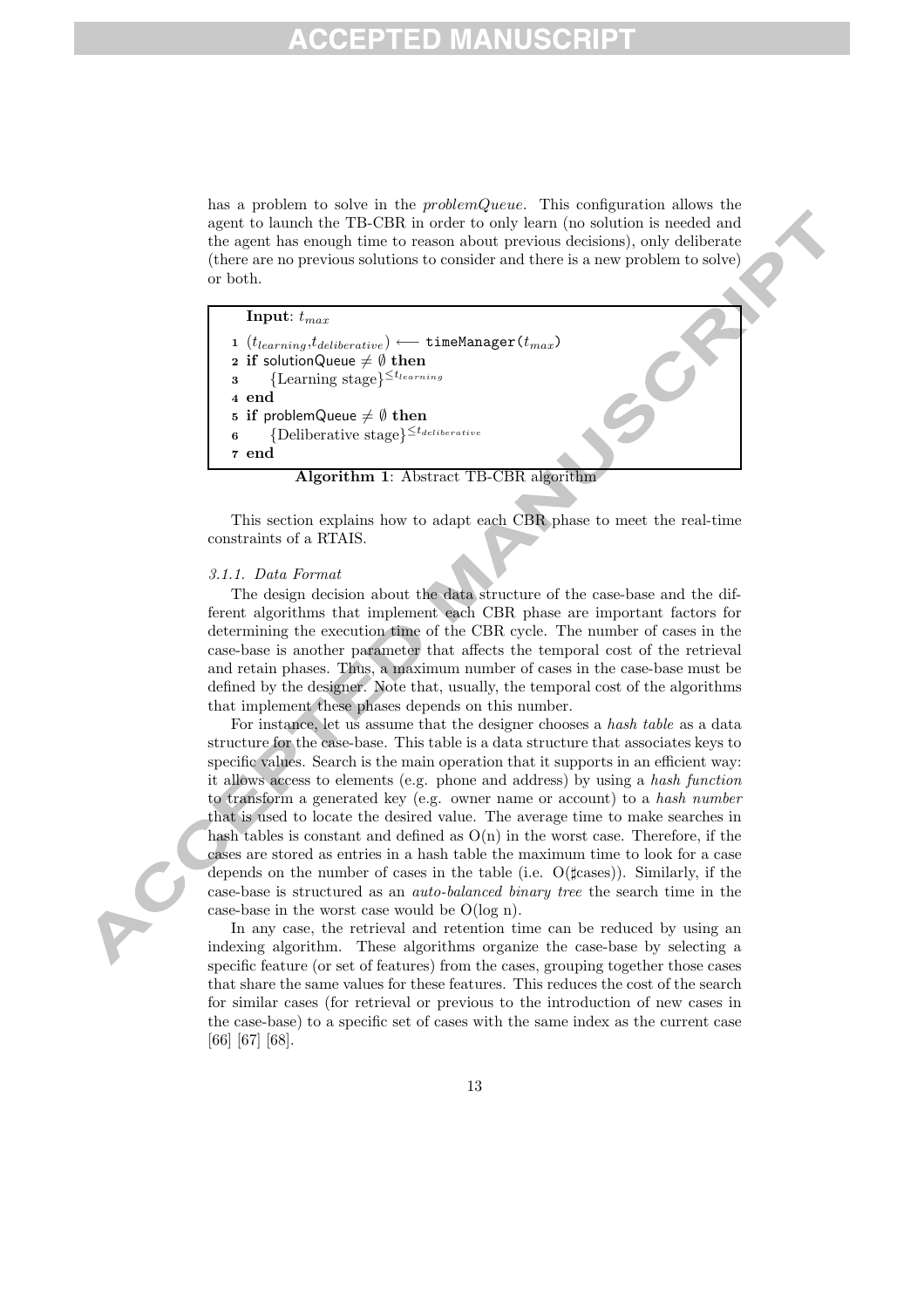has a problem to solve in the *problemQueue*. This configuration allows the agent to launch the TB-CBR in order to only learn (no solution is needed and the agent has enough time to reason about previous decisions), only deliberate (there are no previous solutions to consider and there is a new problem to solve) or both.

```
Input: t_max
1 (t_learning, t_deliberative) ⟵ timeManager(t_max)
2 if solutionQueue ≠ ∅ then
3     {Learning stage}^{≤ t_learning}
4 end
5 if problemQueue ≠ ∅ then
6     {Deliberative stage}^{≤ t_deliberative}
7 end
```

**Algorithm 1**: Abstract TB-CBR algorithm

This section explains how to adapt each CBR phase to meet the real-time constraints of a RTAIS.

#### 3.1.1. Data Format

The design decision about the data structure of the case-base and the different algorithms that implement each CBR phase are important factors for determining the execution time of the CBR cycle. The number of cases in the case-base is another parameter that affects the temporal cost of the retrieval and retain phases. Thus, a maximum number of cases in the case-base must be defined by the designer. Note that, usually, the temporal cost of the algorithms that implement these phases depends on this number.

For instance, let us assume that the designer chooses a *hash table* as a data structure for the case-base. This table is a data structure that associates keys to specific values. Search is the main operation that it supports in an efficient way: it allows access to elements (e.g. phone and address) by using a *hash function* to transform a generated key (e.g. owner name or account) to a *hash number* that is used to locate the desired value. The average time to make searches in hash tables is constant and defined as O(n) in the worst case. Therefore, if the cases are stored as entries in a hash table the maximum time to look for a case depends on the number of cases in the table (i.e. O(♯cases)). Similarly, if the case-base is structured as an *auto-balanced binary tree* the search time in the case-base in the worst case would be O(log n).

In any case, the retrieval and retention time can be reduced by using an indexing algorithm. These algorithms organize the case-base by selecting a specific feature (or set of features) from the cases, grouping together those cases that share the same values for these features. This reduces the cost of the search for similar cases (for retrieval or previous to the introduction of new cases in the case-base) to a specific set of cases with the same index as the current case [66] [67] [68].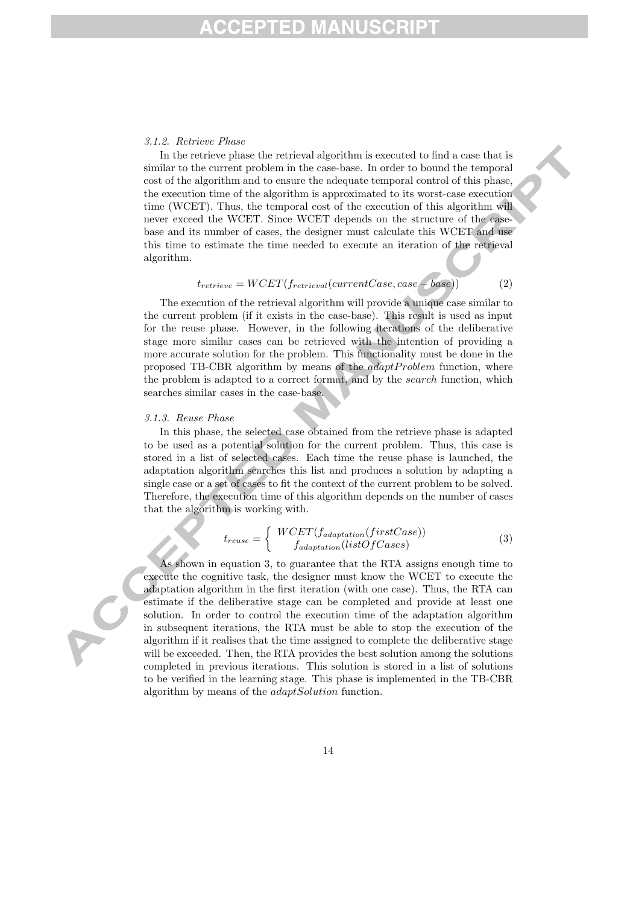#### 3.1.2. Retrieve Phase

In the retrieve phase the retrieval algorithm is executed to find a case that is similar to the current problem in the case-base. In order to bound the temporal cost of the algorithm and to ensure the adequate temporal control of this phase, the execution time of the algorithm is approximated to its worst-case execution time (WCET). Thus, the temporal cost of the execution of this algorithm will never exceed the WCET. Since WCET depends on the structure of the case-base and its number of cases, the designer must calculate this WCET and use this time to estimate the time needed to execute an iteration of the retrieval algorithm.

$$t_{retrieve} = WCET(f_{retrieval}(currentCase, case-base)) \tag{2}$$

The execution of the retrieval algorithm will provide a unique case similar to the current problem (if it exists in the case-base). This result is used as input for the reuse phase. However, in the following iterations of the deliberative stage more similar cases can be retrieved with the intention of providing a more accurate solution for the problem. This functionality must be done in the proposed TB-CBR algorithm by means of the *adaptProblem* function, where the problem is adapted to a correct format, and by the *search* function, which searches similar cases in the case-base.

#### 3.1.3. Reuse Phase

In this phase, the selected case obtained from the retrieve phase is adapted to be used as a potential solution for the current problem. Thus, this case is stored in a list of selected cases. Each time the reuse phase is launched, the adaptation algorithm searches this list and produces a solution by adapting a single case or a set of cases to fit the context of the current problem to be solved. Therefore, the execution time of this algorithm depends on the number of cases that the algorithm is working with.

$$t_{reuse} = \begin{cases} WCET(f_{adaptation}(firstCase)) \\ f_{adaptation}(listOfCases) \end{cases} \tag{3}$$

As shown in equation 3, to guarantee that the RTA assigns enough time to execute the cognitive task, the designer must know the WCET to execute the adaptation algorithm in the first iteration (with one case). Thus, the RTA can estimate if the deliberative stage can be completed and provide at least one solution. In order to control the execution time of the adaptation algorithm in subsequent iterations, the RTA must be able to stop the execution of the algorithm if it realises that the time assigned to complete the deliberative stage will be exceeded. Then, the RTA provides the best solution among the solutions completed in previous iterations. This solution is stored in a list of solutions to be verified in the learning stage. This phase is implemented in the TB-CBR algorithm by means of the *adaptSolution* function.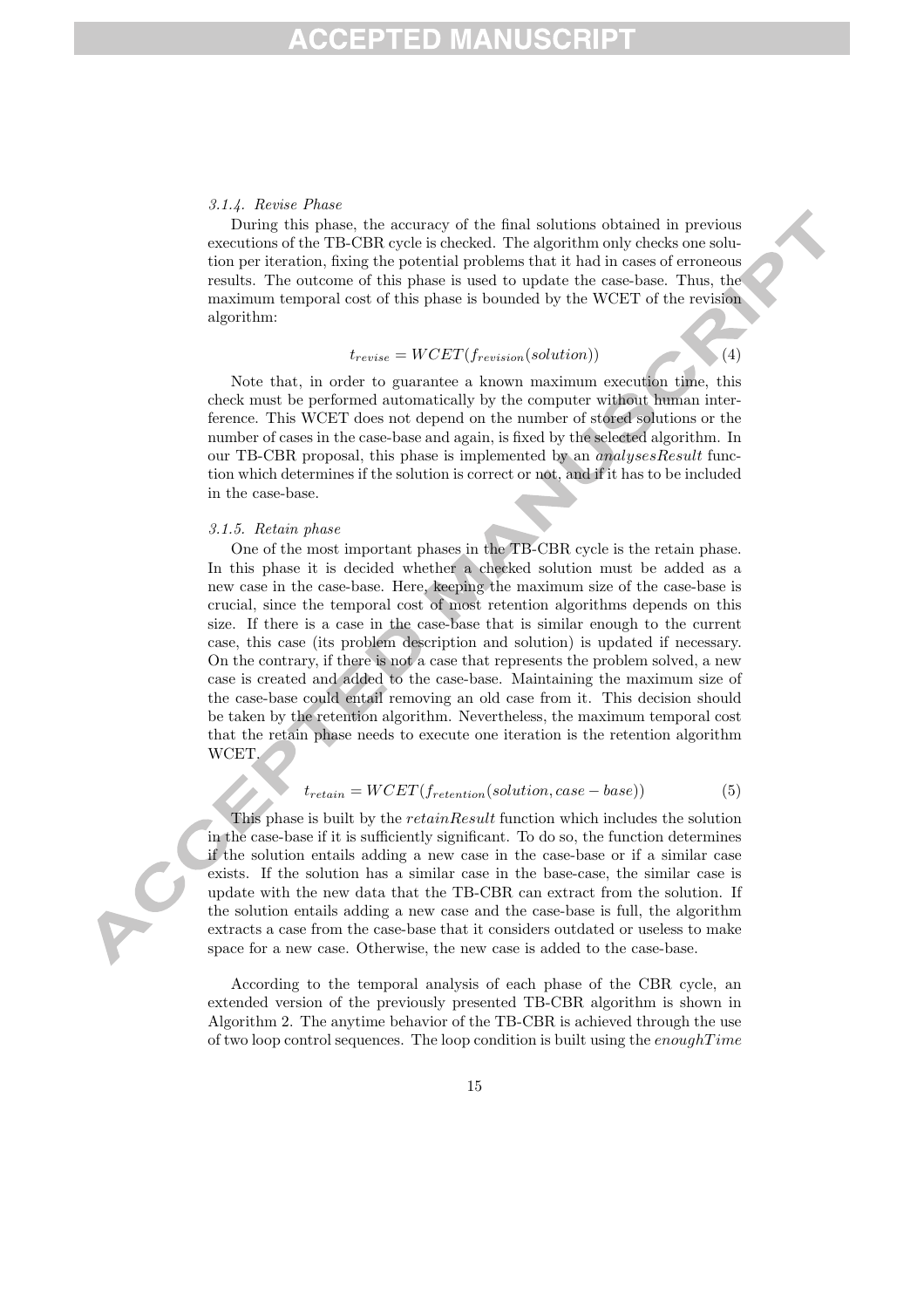#### 3.1.4. Revise Phase

During this phase, the accuracy of the final solutions obtained in previous executions of the TB-CBR cycle is checked. The algorithm only checks one solution per iteration, fixing the potential problems that it had in cases of erroneous results. The outcome of this phase is used to update the case-base. Thus, the maximum temporal cost of this phase is bounded by the WCET of the revision algorithm:

$$t_{revise} = WCET(f_{revision}(solution)) \tag{4}$$

Note that, in order to guarantee a known maximum execution time, this check must be performed automatically by the computer without human interference. This WCET does not depend on the number of stored solutions or the number of cases in the case-base and again, is fixed by the selected algorithm. In our TB-CBR proposal, this phase is implemented by an *analysesResult* function which determines if the solution is correct or not, and if it has to be included in the case-base.

#### 3.1.5. Retain phase

One of the most important phases in the TB-CBR cycle is the retain phase. In this phase it is decided whether a checked solution must be added as a new case in the case-base. Here, keeping the maximum size of the case-base is crucial, since the temporal cost of most retention algorithms depends on this size. If there is a case in the case-base that is similar enough to the current case, this case (its problem description and solution) is updated if necessary. On the contrary, if there is not a case that represents the problem solved, a new case is created and added to the case-base. Maintaining the maximum size of the case-base could entail removing an old case from it. This decision should be taken by the retention algorithm. Nevertheless, the maximum temporal cost that the retain phase needs to execute one iteration is the retention algorithm WCET.

$$t_{retain} = WCET(f_{retention}(solution, case-base)) \tag{5}$$

This phase is built by the *retainResult* function which includes the solution in the case-base if it is sufficiently significant. To do so, the function determines if the solution entails adding a new case in the case-base or if a similar case exists. If the solution has a similar case in the base-case, the similar case is update with the new data that the TB-CBR can extract from the solution. If the solution entails adding a new case and the case-base is full, the algorithm extracts a case from the case-base that it considers outdated or useless to make space for a new case. Otherwise, the new case is added to the case-base.

According to the temporal analysis of each phase of the CBR cycle, an extended version of the previously presented TB-CBR algorithm is shown in Algorithm 2. The anytime behavior of the TB-CBR is achieved through the use of two loop control sequences. The loop condition is built using the *enoughTime*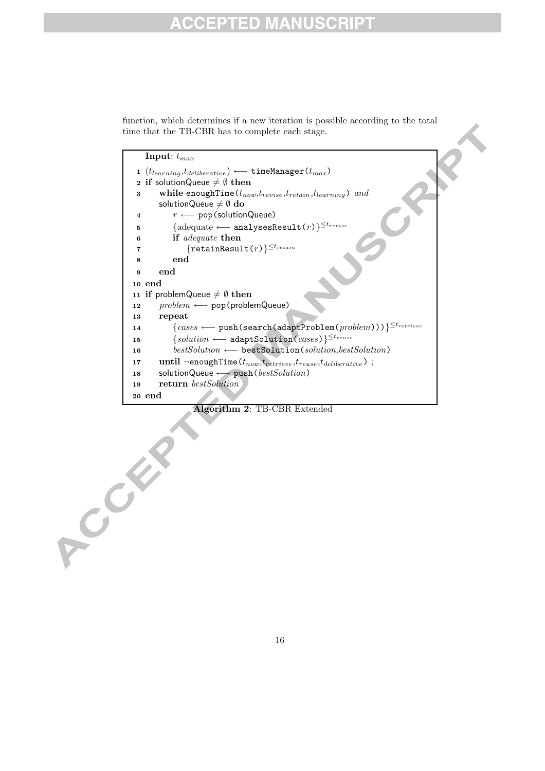function, which determines if a new iteration is possible according to the total time that the TB-CBR has to complete each stage.

```
Input: t_max
 1 (t_learning, t_deliberative) ⟵ timeManager(t_max)
 2 if solutionQueue ≠ ∅ then
 3     while enoughTime(t_now, t_revise, t_retain, t_learning) and
       solutionQueue ≠ ∅ do
 4         r ⟵ pop(solutionQueue)
 5         {adequate ⟵ analysesResult(r)}^{≤t_revise}
 6         if adequate then
 7             {retainResult(r)}^{≤t_retain}
 8         end
 9     end
10 end
11 if problemQueue ≠ ∅ then
12     problem ⟵ pop(problemQueue)
13     repeat
14         {cases ⟵ push(search(adaptProblem(problem)))}^{≤t_retrieve}
15         {solution ⟵ adaptSolution(cases)}^{≤t_reuse}
16         bestSolution ⟵ bestSolution(solution, bestSolution)
17     until ¬enoughTime(t_now, t_retrieve, t_reuse, t_deliberative) ;
18     solutionQueue ⟵ push(bestSolution)
19     return bestSolution
20 end
```

**Algorithm 2**: TB-CBR Extended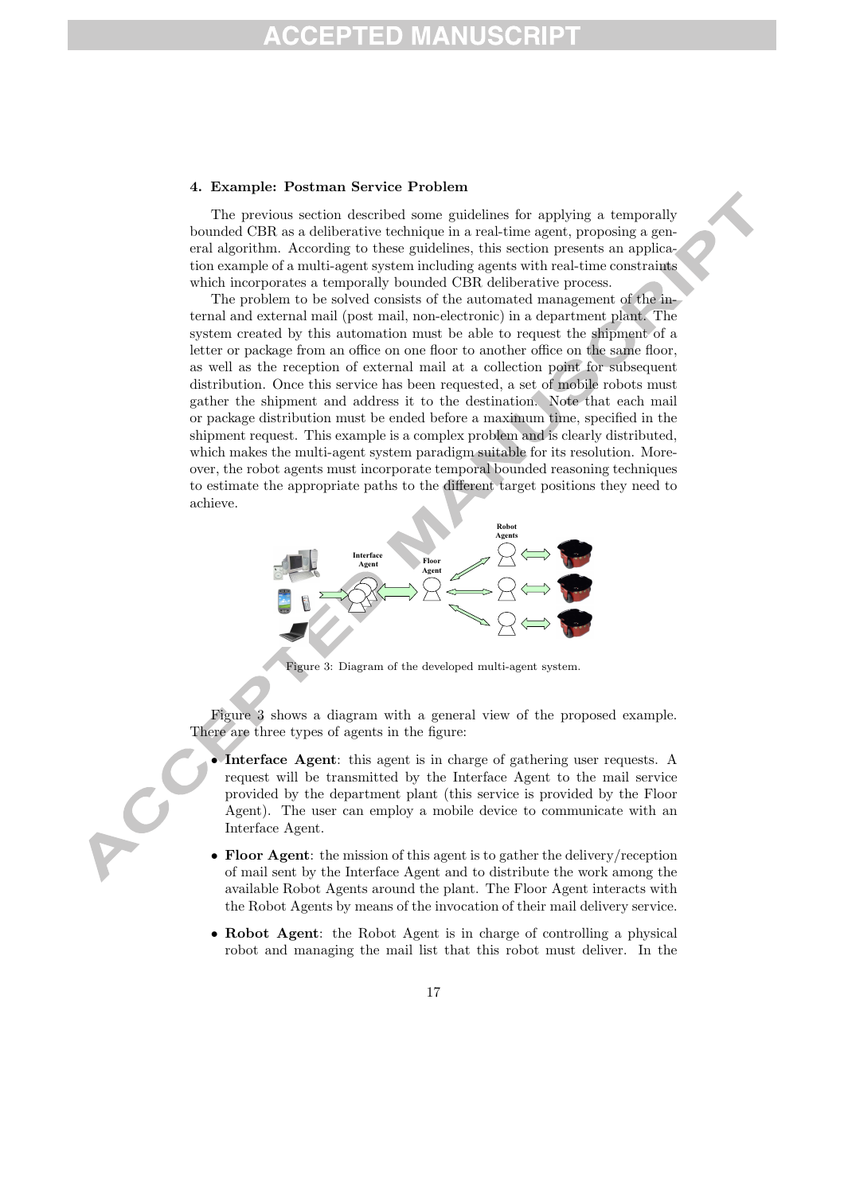## 4. Example: Postman Service Problem

The previous section described some guidelines for applying a temporally bounded CBR as a deliberative technique in a real-time agent, proposing a general algorithm. According to these guidelines, this section presents an application example of a multi-agent system including agents with real-time constraints which incorporates a temporally bounded CBR deliberative process.

The problem to be solved consists of the automated management of the internal and external mail (post mail, non-electronic) in a department plant. The system created by this automation must be able to request the shipment of a letter or package from an office on one floor to another office on the same floor, as well as the reception of external mail at a collection point for subsequent distribution. Once this service has been requested, a set of mobile robots must gather the shipment and address it to the destination. Note that each mail or package distribution must be ended before a maximum time, specified in the shipment request. This example is a complex problem and is clearly distributed, which makes the multi-agent system paradigm suitable for its resolution. Moreover, the robot agents must incorporate temporal bounded reasoning techniques to estimate the appropriate paths to the different target positions they need to achieve.

Figure 3: Diagram of the developed multi-agent system.

Figure 3 shows a diagram with a general view of the proposed example. There are three types of agents in the figure:

- **Interface Agent**: this agent is in charge of gathering user requests. A request will be transmitted by the Interface Agent to the mail service provided by the department plant (this service is provided by the Floor Agent). The user can employ a mobile device to communicate with an Interface Agent.
- **Floor Agent**: the mission of this agent is to gather the delivery/reception of mail sent by the Interface Agent and to distribute the work among the available Robot Agents around the plant. The Floor Agent interacts with the Robot Agents by means of the invocation of their mail delivery service.
- **Robot Agent**: the Robot Agent is in charge of controlling a physical robot and managing the mail list that this robot must deliver. In the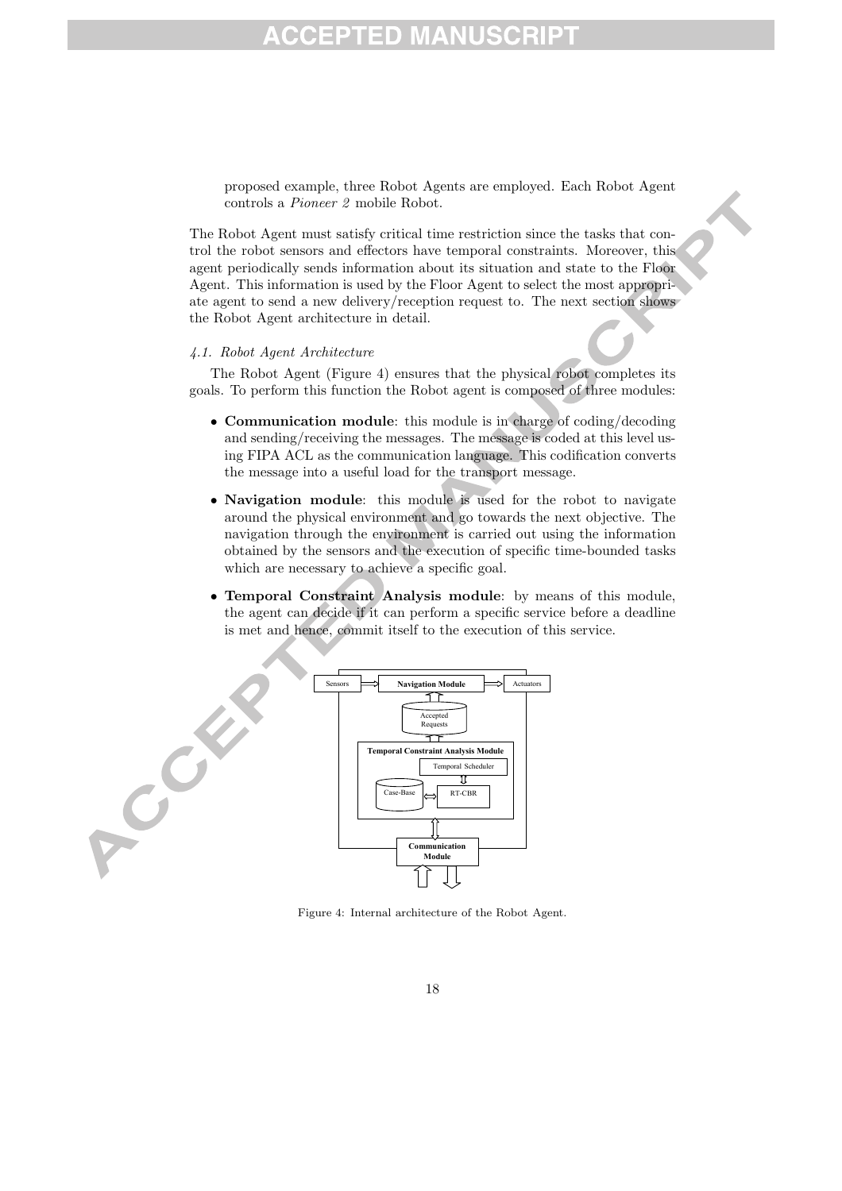proposed example, three Robot Agents are employed. Each Robot Agent controls a *Pioneer 2* mobile Robot.

The Robot Agent must satisfy critical time restriction since the tasks that control the robot sensors and effectors have temporal constraints. Moreover, this agent periodically sends information about its situation and state to the Floor Agent. This information is used by the Floor Agent to select the most appropriate agent to send a new delivery/reception request to. The next section shows the Robot Agent architecture in detail.

### *4.1. Robot Agent Architecture*

The Robot Agent (Figure 4) ensures that the physical robot completes its goals. To perform this function the Robot agent is composed of three modules:

- **Communication module**: this module is in charge of coding/decoding and sending/receiving the messages. The message is coded at this level using FIPA ACL as the communication language. This codification converts the message into a useful load for the transport message.
- **Navigation module**: this module is used for the robot to navigate around the physical environment and go towards the next objective. The navigation through the environment is carried out using the information obtained by the sensors and the execution of specific time-bounded tasks which are necessary to achieve a specific goal.
- **Temporal Constraint Analysis module**: by means of this module, the agent can decide if it can perform a specific service before a deadline is met and hence, commit itself to the execution of this service.

Sensors | Navigation Module | Actuators | Accepted Requests | Temporal Constraint Analysis Module | Temporal Scheduler | Case-Base | RT-CBR | Communication Module

Figure 4: Internal architecture of the Robot Agent.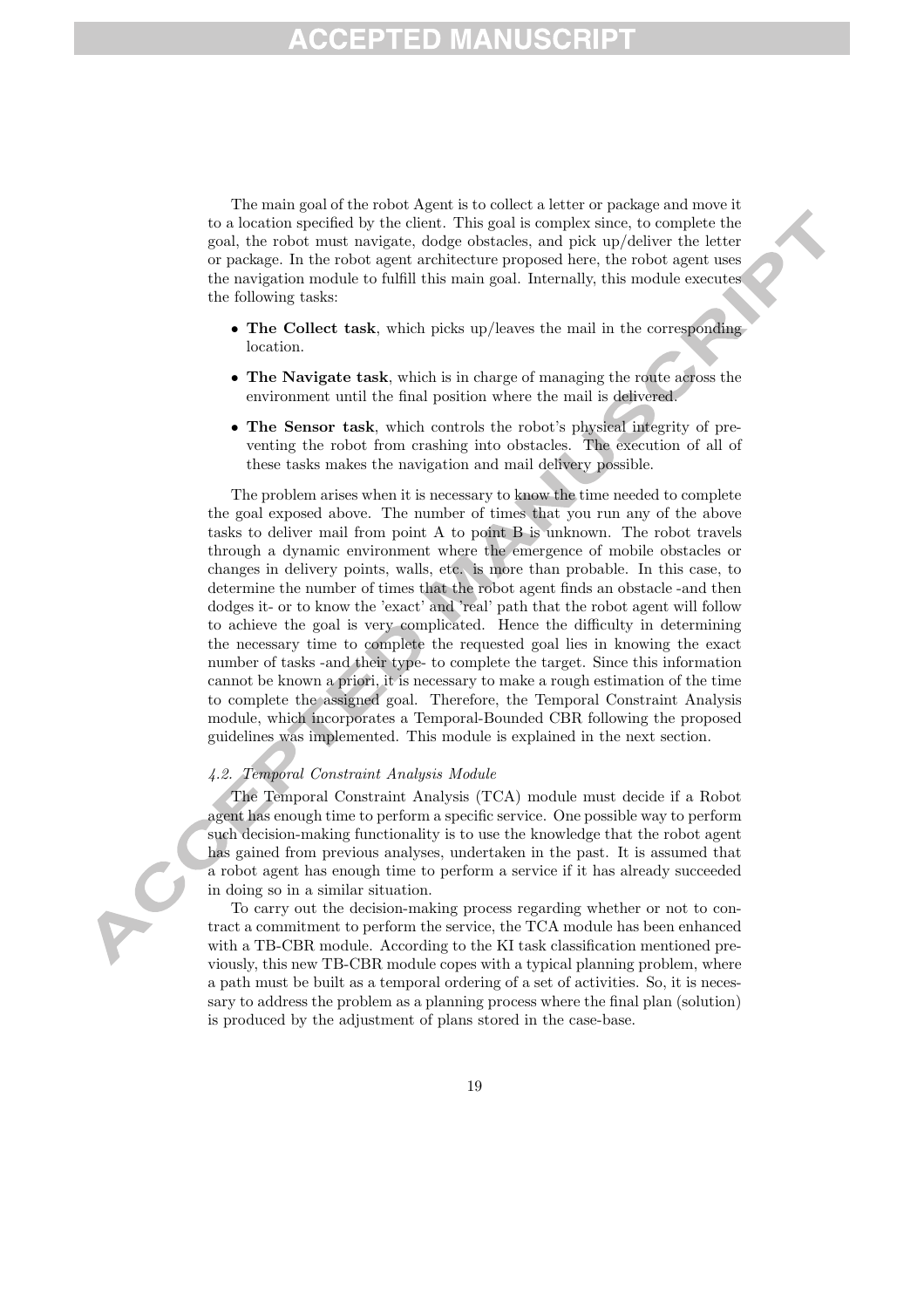The main goal of the robot Agent is to collect a letter or package and move it to a location specified by the client. This goal is complex since, to complete the goal, the robot must navigate, dodge obstacles, and pick up/deliver the letter or package. In the robot agent architecture proposed here, the robot agent uses the navigation module to fulfill this main goal. Internally, this module executes the following tasks:

- **The Collect task**, which picks up/leaves the mail in the corresponding location.
- **The Navigate task**, which is in charge of managing the route across the environment until the final position where the mail is delivered.
- **The Sensor task**, which controls the robot's physical integrity of preventing the robot from crashing into obstacles. The execution of all of these tasks makes the navigation and mail delivery possible.

The problem arises when it is necessary to know the time needed to complete the goal exposed above. The number of times that you run any of the above tasks to deliver mail from point A to point B is unknown. The robot travels through a dynamic environment where the emergence of mobile obstacles or changes in delivery points, walls, etc. is more than probable. In this case, to determine the number of times that the robot agent finds an obstacle -and then dodges it- or to know the 'exact' and 'real' path that the robot agent will follow to achieve the goal is very complicated. Hence the difficulty in determining the necessary time to complete the requested goal lies in knowing the exact number of tasks -and their type- to complete the target. Since this information cannot be known a priori, it is necessary to make a rough estimation of the time to complete the assigned goal. Therefore, the Temporal Constraint Analysis module, which incorporates a Temporal-Bounded CBR following the proposed guidelines was implemented. This module is explained in the next section.

### *4.2. Temporal Constraint Analysis Module*

The Temporal Constraint Analysis (TCA) module must decide if a Robot agent has enough time to perform a specific service. One possible way to perform such decision-making functionality is to use the knowledge that the robot agent has gained from previous analyses, undertaken in the past. It is assumed that a robot agent has enough time to perform a service if it has already succeeded in doing so in a similar situation.

To carry out the decision-making process regarding whether or not to contract a commitment to perform the service, the TCA module has been enhanced with a TB-CBR module. According to the KI task classification mentioned previously, this new TB-CBR module copes with a typical planning problem, where a path must be built as a temporal ordering of a set of activities. So, it is necessary to address the problem as a planning process where the final plan (solution) is produced by the adjustment of plans stored in the case-base.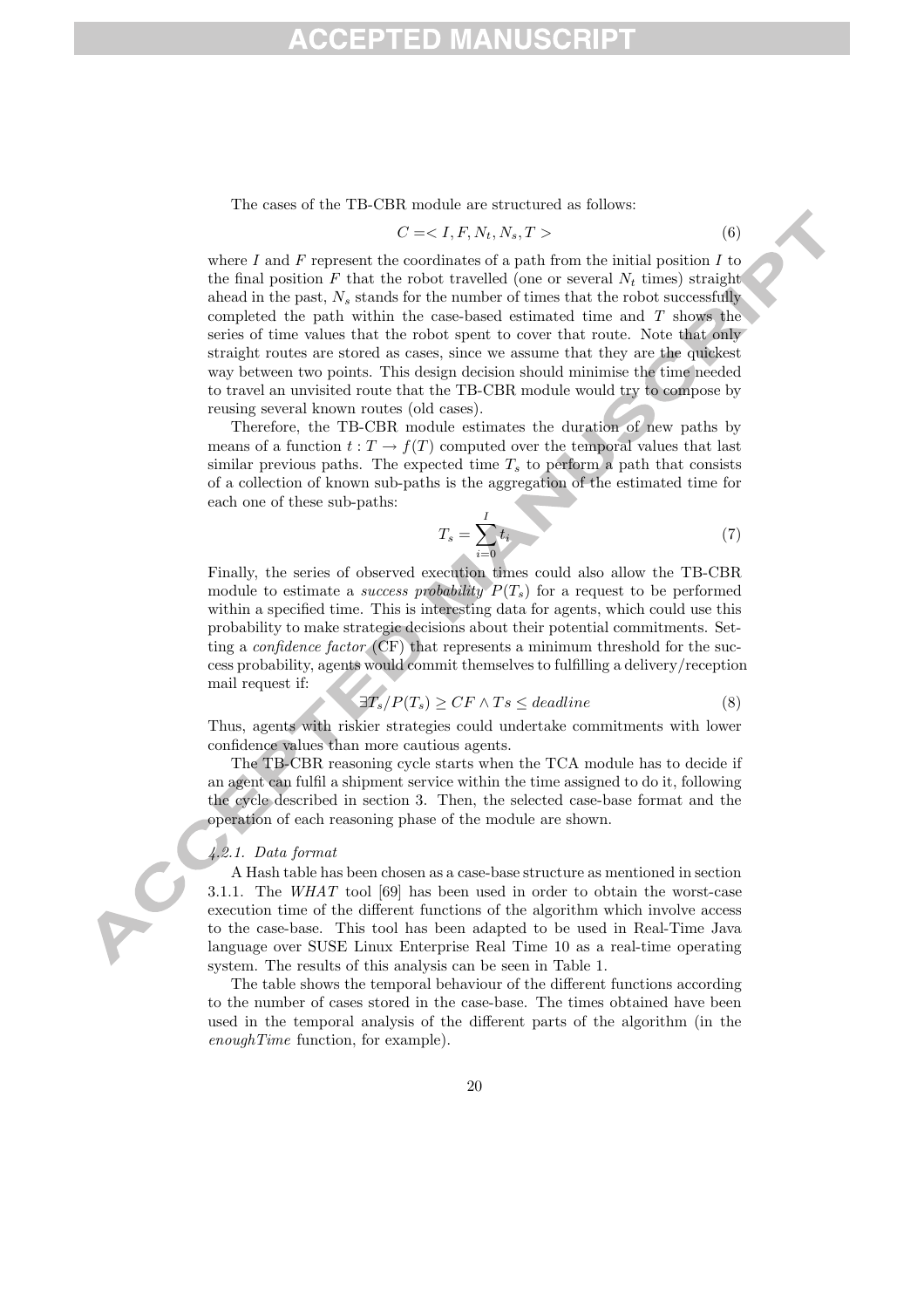The cases of the TB-CBR module are structured as follows:

$$C =< I, F, N_t, N_s, T > \tag{6}$$

where $I$ and $F$ represent the coordinates of a path from the initial position $I$ to the final position $F$ that the robot travelled (one or several $N_t$ times) straight ahead in the past, $N_s$ stands for the number of times that the robot successfully completed the path within the case-based estimated time and $T$ shows the series of time values that the robot spent to cover that route. Note that only straight routes are stored as cases, since we assume that they are the quickest way between two points. This design decision should minimise the time needed to travel an unvisited route that the TB-CBR module would try to compose by reusing several known routes (old cases).

Therefore, the TB-CBR module estimates the duration of new paths by means of a function $t : T \rightarrow f(T)$ computed over the temporal values that last similar previous paths. The expected time $T_s$ to perform a path that consists of a collection of known sub-paths is the aggregation of the estimated time for each one of these sub-paths:

$$T_s = \sum_{i=0}^{I} t_i \tag{7}$$

Finally, the series of observed execution times could also allow the TB-CBR module to estimate a *success probability* $P(T_s)$ for a request to be performed within a specified time. This is interesting data for agents, which could use this probability to make strategic decisions about their potential commitments. Setting a *confidence factor* (CF) that represents a minimum threshold for the success probability, agents would commit themselves to fulfilling a delivery/reception mail request if:

$$\exists T_s / P(T_s) \geq CF \wedge Ts \leq deadline \tag{8}$$

Thus, agents with riskier strategies could undertake commitments with lower confidence values than more cautious agents.

The TB-CBR reasoning cycle starts when the TCA module has to decide if an agent can fulfil a shipment service within the time assigned to do it, following the cycle described in section 3. Then, the selected case-base format and the operation of each reasoning phase of the module are shown.

#### 4.2.1. Data format

A Hash table has been chosen as a case-base structure as mentioned in section 3.1.1. The *WHAT* tool [69] has been used in order to obtain the worst-case execution time of the different functions of the algorithm which involve access to the case-base. This tool has been adapted to be used in Real-Time Java language over SUSE Linux Enterprise Real Time 10 as a real-time operating system. The results of this analysis can be seen in Table 1.

The table shows the temporal behaviour of the different functions according to the number of cases stored in the case-base. The times obtained have been used in the temporal analysis of the different parts of the algorithm (in the *enoughTime* function, for example).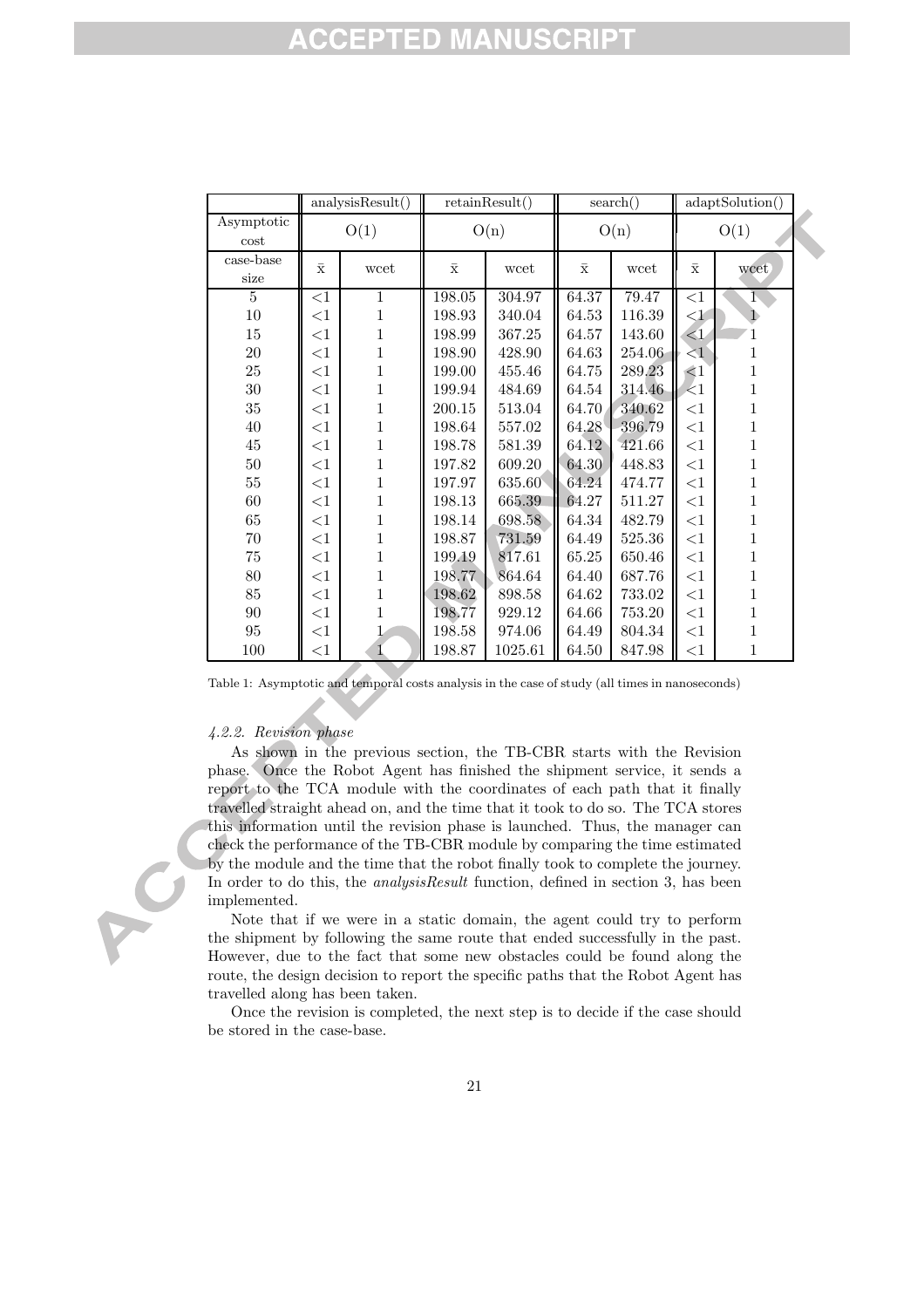| | analysisResult() | | retainResult() | | search() | | adaptSolution() | |
|---|---|---|---|---|---|---|---|---|
| Asymptotic cost | O(1) | | O(n) | | O(n) | | O(1) | |
| case-base size | $\bar{x}$ | wcet | $\bar{x}$ | wcet | $\bar{x}$ | wcet | $\bar{x}$ | wcet |
| 5 | <1 | 1 | 198.05 | 304.97 | 64.37 | 79.47 | <1 | 1 |
| 10 | <1 | 1 | 198.93 | 340.04 | 64.53 | 116.39 | <1 | 1 |
| 15 | <1 | 1 | 198.99 | 367.25 | 64.57 | 143.60 | <1 | 1 |
| 20 | <1 | 1 | 198.90 | 428.90 | 64.63 | 254.06 | <1 | 1 |
| 25 | <1 | 1 | 199.00 | 455.46 | 64.75 | 289.23 | <1 | 1 |
| 30 | <1 | 1 | 199.94 | 484.69 | 64.54 | 314.46 | <1 | 1 |
| 35 | <1 | 1 | 200.15 | 513.04 | 64.70 | 340.62 | <1 | 1 |
| 40 | <1 | 1 | 198.64 | 557.02 | 64.28 | 396.79 | <1 | 1 |
| 45 | <1 | 1 | 198.78 | 581.39 | 64.12 | 421.66 | <1 | 1 |
| 50 | <1 | 1 | 197.82 | 609.20 | 64.30 | 448.83 | <1 | 1 |
| 55 | <1 | 1 | 197.97 | 635.60 | 64.24 | 474.77 | <1 | 1 |
| 60 | <1 | 1 | 198.13 | 665.39 | 64.27 | 511.27 | <1 | 1 |
| 65 | <1 | 1 | 198.14 | 698.58 | 64.34 | 482.79 | <1 | 1 |
| 70 | <1 | 1 | 198.87 | 731.59 | 64.49 | 525.36 | <1 | 1 |
| 75 | <1 | 1 | 199.19 | 817.61 | 65.25 | 650.46 | <1 | 1 |
| 80 | <1 | 1 | 198.77 | 864.64 | 64.40 | 687.76 | <1 | 1 |
| 85 | <1 | 1 | 198.62 | 898.58 | 64.62 | 733.02 | <1 | 1 |
| 90 | <1 | 1 | 198.77 | 929.12 | 64.66 | 753.20 | <1 | 1 |
| 95 | <1 | 1 | 198.58 | 974.06 | 64.49 | 804.34 | <1 | 1 |
| 100 | <1 | 1 | 198.87 | 1025.61 | 64.50 | 847.98 | <1 | 1 |

Table 1: Asymptotic and temporal costs analysis in the case of study (all times in nanoseconds)

#### *4.2.2. Revision phase*

As shown in the previous section, the TB-CBR starts with the Revision phase. Once the Robot Agent has finished the shipment service, it sends a report to the TCA module with the coordinates of each path that it finally travelled straight ahead on, and the time that it took to do so. The TCA stores this information until the revision phase is launched. Thus, the manager can check the performance of the TB-CBR module by comparing the time estimated by the module and the time that the robot finally took to complete the journey. In order to do this, the *analysisResult* function, defined in section 3, has been implemented.

Note that if we were in a static domain, the agent could try to perform the shipment by following the same route that ended successfully in the past. However, due to the fact that some new obstacles could be found along the route, the design decision to report the specific paths that the Robot Agent has travelled along has been taken.

Once the revision is completed, the next step is to decide if the case should be stored in the case-base.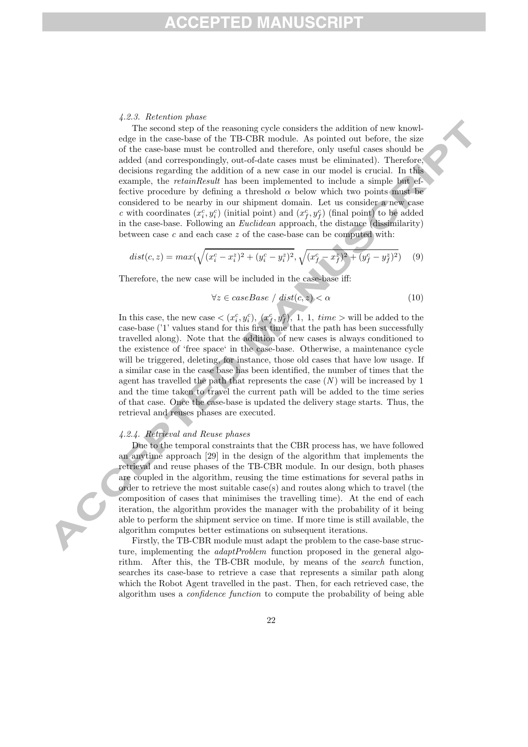#### *4.2.3. Retention phase*

The second step of the reasoning cycle considers the addition of new knowledge in the case-base of the TB-CBR module. As pointed out before, the size of the case-base must be controlled and therefore, only useful cases should be added (and correspondingly, out-of-date cases must be eliminated). Therefore, decisions regarding the addition of a new case in our model is crucial. In this example, the *retainResult* has been implemented to include a simple but effective procedure by defining a threshold $\alpha$ below which two points must be considered to be nearby in our shipment domain. Let us consider a new case $c$ with coordinates $(x_i^c, y_i^c)$ (initial point) and $(x_f^c, y_f^c)$ (final point) to be added in the case-base. Following an *Euclidean* approach, the distance (dissimilarity) between case $c$ and each case $z$ of the case-base can be computed with:

$$dist(c, z) = max(\sqrt{(x_i^c - x_i^z)^2 + (y_i^c - y_i^z)^2}, \sqrt{(x_f^c - x_f^z)^2 + (y_f^c - y_f^z)^2}) \quad (9)$$

Therefore, the new case will be included in the case-base iff:

$$\forall z \in caseBase \; / \; dist(c, z) < \alpha \quad (10)$$

In this case, the new case $< (x_i^c, y_i^c),\ (x_f^c, y_f^c),\ 1,\ 1,\ time >$ will be added to the case-base ('1' values stand for this first time that the path has been successfully travelled along). Note that the addition of new cases is always conditioned to the existence of 'free space' in the case-base. Otherwise, a maintenance cycle will be triggered, deleting, for instance, those old cases that have low usage. If a similar case in the case base has been identified, the number of times that the agent has travelled the path that represents the case ($N$) will be increased by 1 and the time taken to travel the current path will be added to the time series of that case. Once the case-base is updated the delivery stage starts. Thus, the retrieval and reuses phases are executed.

#### *4.2.4. Retrieval and Reuse phases*

Due to the temporal constraints that the CBR process has, we have followed an anytime approach [29] in the design of the algorithm that implements the retrieval and reuse phases of the TB-CBR module. In our design, both phases are coupled in the algorithm, reusing the time estimations for several paths in order to retrieve the most suitable case(s) and routes along which to travel (the composition of cases that minimises the travelling time). At the end of each iteration, the algorithm provides the manager with the probability of it being able to perform the shipment service on time. If more time is still available, the algorithm computes better estimations on subsequent iterations.

Firstly, the TB-CBR module must adapt the problem to the case-base structure, implementing the *adaptProblem* function proposed in the general algorithm. After this, the TB-CBR module, by means of the *search* function, searches its case-base to retrieve a case that represents a similar path along which the Robot Agent travelled in the past. Then, for each retrieved case, the algorithm uses a *confidence function* to compute the probability of being able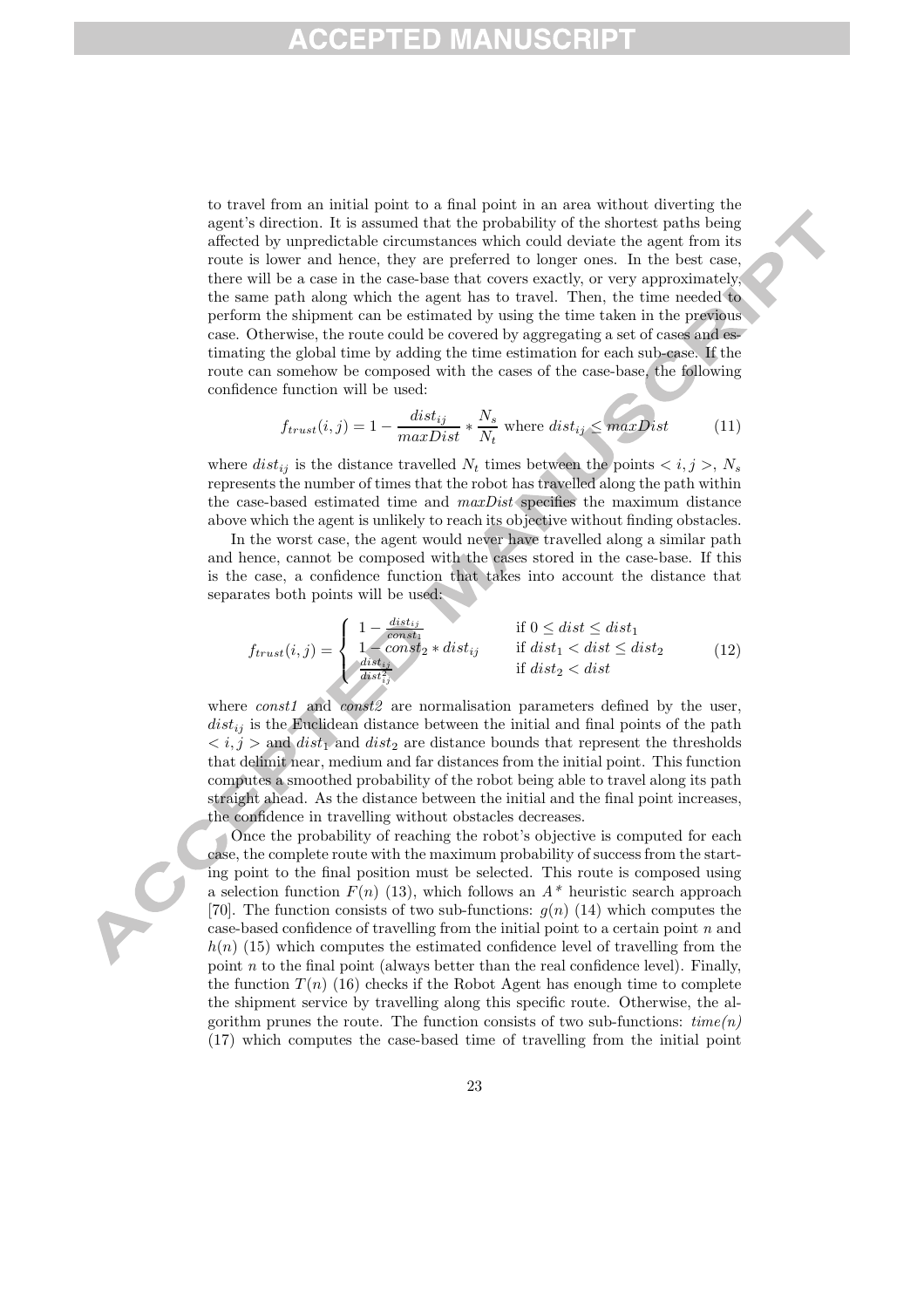to travel from an initial point to a final point in an area without diverting the agent's direction. It is assumed that the probability of the shortest paths being affected by unpredictable circumstances which could deviate the agent from its route is lower and hence, they are preferred to longer ones. In the best case, there will be a case in the case-base that covers exactly, or very approximately, the same path along which the agent has to travel. Then, the time needed to perform the shipment can be estimated by using the time taken in the previous case. Otherwise, the route could be covered by aggregating a set of cases and estimating the global time by adding the time estimation for each sub-case. If the route can somehow be composed with the cases of the case-base, the following confidence function will be used:

$$f_{trust}(i,j) = 1 - \frac{dist_{ij}}{maxDist} * \frac{N_s}{N_t} \text{ where } dist_{ij} \leq maxDist \tag{11}$$

where $dist_{ij}$ is the distance travelled $N_t$ times between the points $< i, j >$, $N_s$ represents the number of times that the robot has travelled along the path within the case-based estimated time and *maxDist* specifies the maximum distance above which the agent is unlikely to reach its objective without finding obstacles.

In the worst case, the agent would never have travelled along a similar path and hence, cannot be composed with the cases stored in the case-base. If this is the case, a confidence function that takes into account the distance that separates both points will be used:

$$f_{trust}(i,j) = \begin{cases} 1 - \frac{dist_{ij}}{const_1} & \text{if } 0 \leq dist \leq dist_1 \\ 1 - const_2 * dist_{ij} & \text{if } dist_1 < dist \leq dist_2 \\ \frac{dist_{ij}}{dist_{ij}^2} & \text{if } dist_2 < dist \end{cases} \tag{12}$$

where *const1* and *const2* are normalisation parameters defined by the user, $dist_{ij}$ is the Euclidean distance between the initial and final points of the path $< i, j >$ and $dist_1$ and $dist_2$ are distance bounds that represent the thresholds that delimit near, medium and far distances from the initial point. This function computes a smoothed probability of the robot being able to travel along its path straight ahead. As the distance between the initial and the final point increases, the confidence in travelling without obstacles decreases.

Once the probability of reaching the robot's objective is computed for each case, the complete route with the maximum probability of success from the starting point to the final position must be selected. This route is composed using a selection function $F(n)$ (13), which follows an $A^*$ heuristic search approach [70]. The function consists of two sub-functions: $g(n)$ (14) which computes the case-based confidence of travelling from the initial point to a certain point $n$ and $h(n)$ (15) which computes the estimated confidence level of travelling from the point $n$ to the final point (always better than the real confidence level). Finally, the function $T(n)$ (16) checks if the Robot Agent has enough time to complete the shipment service by travelling along this specific route. Otherwise, the algorithm prunes the route. The function consists of two sub-functions: *time(n)* (17) which computes the case-based time of travelling from the initial point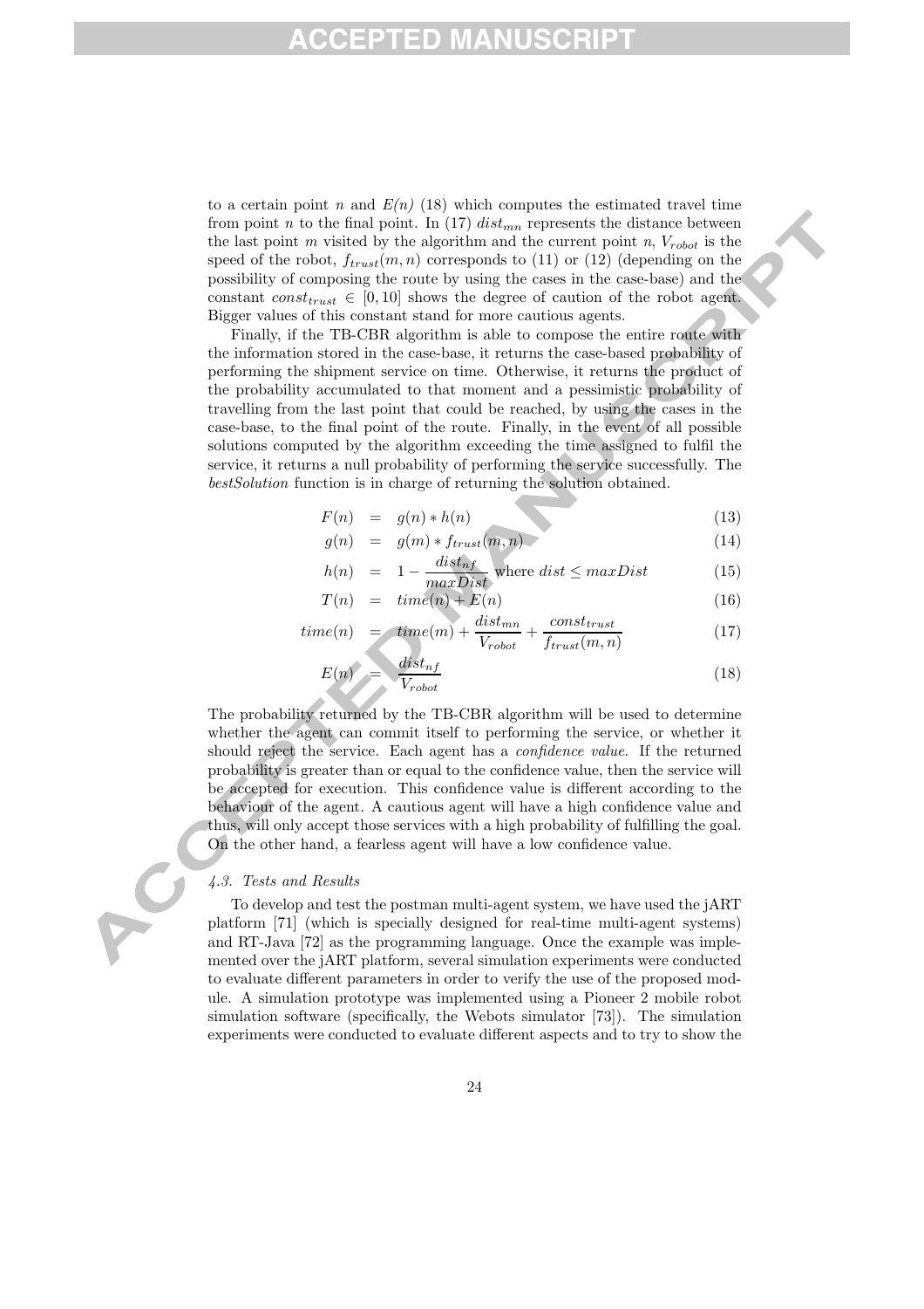to a certain point $n$ and $E(n)$ (18) which computes the estimated travel time from point $n$ to the final point. In (17) $dist_{mn}$ represents the distance between the last point $m$ visited by the algorithm and the current point $n$, $V_{robot}$ is the speed of the robot, $f_{trust}(m, n)$ corresponds to (11) or (12) (depending on the possibility of composing the route by using the cases in the case-base) and the constant $const_{trust} \in [0, 10]$ shows the degree of caution of the robot agent. Bigger values of this constant stand for more cautious agents.

Finally, if the TB-CBR algorithm is able to compose the entire route with the information stored in the case-base, it returns the case-based probability of performing the shipment service on time. Otherwise, it returns the product of the probability accumulated to that moment and a pessimistic probability of travelling from the last point that could be reached, by using the cases in the case-base, to the final point of the route. Finally, in the event of all possible solutions computed by the algorithm exceeding the time assigned to fulfil the service, it returns a null probability of performing the service successfully. The *bestSolution* function is in charge of returning the solution obtained.

$$F(n) = g(n) * h(n) \tag{13}$$

$$g(n) = g(m) * f_{trust}(m, n) \tag{14}$$

$$h(n) = 1 - \frac{dist_{nf}}{maxDist} \text{ where } dist \leq maxDist \tag{15}$$

$$T(n) = time(n) + E(n) \tag{16}$$

$$time(n) = time(m) + \frac{dist_{mn}}{V_{robot}} + \frac{const_{trust}}{f_{trust}(m, n)} \tag{17}$$

$$E(n) = \frac{dist_{nf}}{V_{robot}} \tag{18}$$

The probability returned by the TB-CBR algorithm will be used to determine whether the agent can commit itself to performing the service, or whether it should reject the service. Each agent has a *confidence value*. If the returned probability is greater than or equal to the confidence value, then the service will be accepted for execution. This confidence value is different according to the behaviour of the agent. A cautious agent will have a high confidence value and thus, will only accept those services with a high probability of fulfilling the goal. On the other hand, a fearless agent will have a low confidence value.

### *4.3. Tests and Results*

To develop and test the postman multi-agent system, we have used the jART platform [71] (which is specially designed for real-time multi-agent systems) and RT-Java [72] as the programming language. Once the example was implemented over the jART platform, several simulation experiments were conducted to evaluate different parameters in order to verify the use of the proposed module. A simulation prototype was implemented using a Pioneer 2 mobile robot simulation software (specifically, the Webots simulator [73]). The simulation experiments were conducted to evaluate different aspects and to try to show the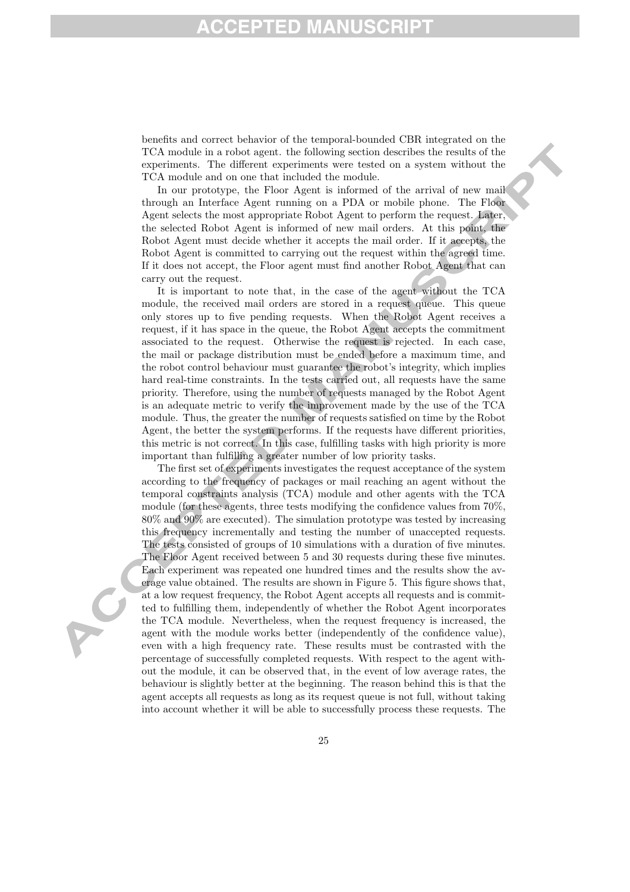benefits and correct behavior of the temporal-bounded CBR integrated on the TCA module in a robot agent. the following section describes the results of the experiments. The different experiments were tested on a system without the TCA module and on one that included the module.

In our prototype, the Floor Agent is informed of the arrival of new mail through an Interface Agent running on a PDA or mobile phone. The Floor Agent selects the most appropriate Robot Agent to perform the request. Later, the selected Robot Agent is informed of new mail orders. At this point, the Robot Agent must decide whether it accepts the mail order. If it accepts, the Robot Agent is committed to carrying out the request within the agreed time. If it does not accept, the Floor agent must find another Robot Agent that can carry out the request.

It is important to note that, in the case of the agent without the TCA module, the received mail orders are stored in a request queue. This queue only stores up to five pending requests. When the Robot Agent receives a request, if it has space in the queue, the Robot Agent accepts the commitment associated to the request. Otherwise the request is rejected. In each case, the mail or package distribution must be ended before a maximum time, and the robot control behaviour must guarantee the robot's integrity, which implies hard real-time constraints. In the tests carried out, all requests have the same priority. Therefore, using the number of requests managed by the Robot Agent is an adequate metric to verify the improvement made by the use of the TCA module. Thus, the greater the number of requests satisfied on time by the Robot Agent, the better the system performs. If the requests have different priorities, this metric is not correct. In this case, fulfilling tasks with high priority is more important than fulfilling a greater number of low priority tasks.

The first set of experiments investigates the request acceptance of the system according to the frequency of packages or mail reaching an agent without the temporal constraints analysis (TCA) module and other agents with the TCA module (for these agents, three tests modifying the confidence values from 70%, 80% and 90% are executed). The simulation prototype was tested by increasing this frequency incrementally and testing the number of unaccepted requests. The tests consisted of groups of 10 simulations with a duration of five minutes. The Floor Agent received between 5 and 30 requests during these five minutes. Each experiment was repeated one hundred times and the results show the average value obtained. The results are shown in Figure 5. This figure shows that, at a low request frequency, the Robot Agent accepts all requests and is committed to fulfilling them, independently of whether the Robot Agent incorporates the TCA module. Nevertheless, when the request frequency is increased, the agent with the module works better (independently of the confidence value), even with a high frequency rate. These results must be contrasted with the percentage of successfully completed requests. With respect to the agent without the module, it can be observed that, in the event of low average rates, the behaviour is slightly better at the beginning. The reason behind this is that the agent accepts all requests as long as its request queue is not full, without taking into account whether it will be able to successfully process these requests. The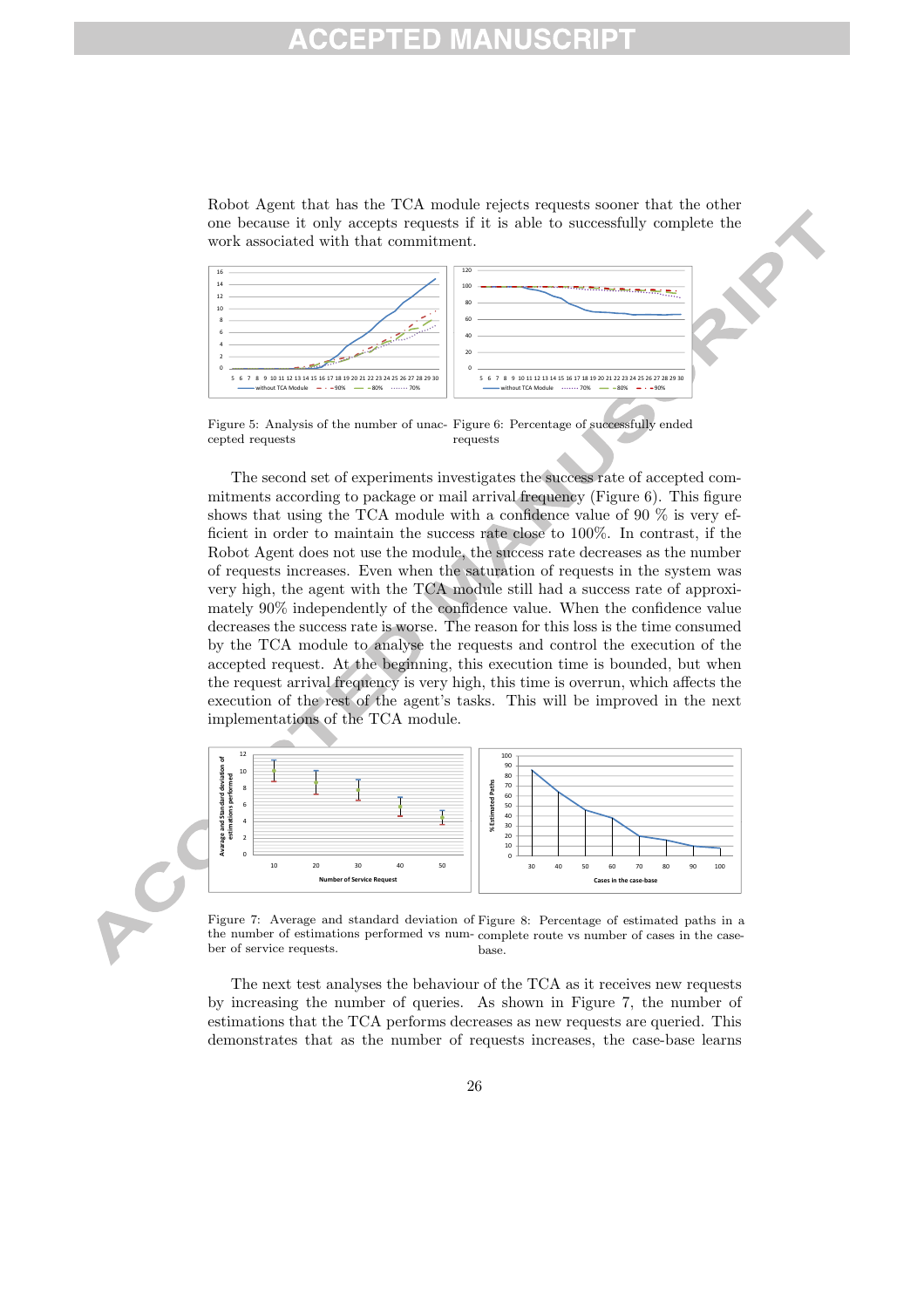Robot Agent that has the TCA module rejects requests sooner that the other one because it only accepts requests if it is able to successfully complete the work associated with that commitment.

Figure 5: Analysis of the number of unaccepted requests

Figure 6: Percentage of successfully ended requests

The second set of experiments investigates the success rate of accepted commitments according to package or mail arrival frequency (Figure 6). This figure shows that using the TCA module with a confidence value of 90 % is very efficient in order to maintain the success rate close to 100%. In contrast, if the Robot Agent does not use the module, the success rate decreases as the number of requests increases. Even when the saturation of requests in the system was very high, the agent with the TCA module still had a success rate of approximately 90% independently of the confidence value. When the confidence value decreases the success rate is worse. The reason for this loss is the time consumed by the TCA module to analyse the requests and control the execution of the accepted request. At the beginning, this execution time is bounded, but when the request arrival frequency is very high, this time is overrun, which affects the execution of the rest of the agent's tasks. This will be improved in the next implementations of the TCA module.

Figure 7: Average and standard deviation of the number of estimations performed vs number of service requests.

Figure 8: Percentage of estimated paths in a complete route vs number of cases in the case-base.

The next test analyses the behaviour of the TCA as it receives new requests by increasing the number of queries. As shown in Figure 7, the number of estimations that the TCA performs decreases as new requests are queried. This demonstrates that as the number of requests increases, the case-base learns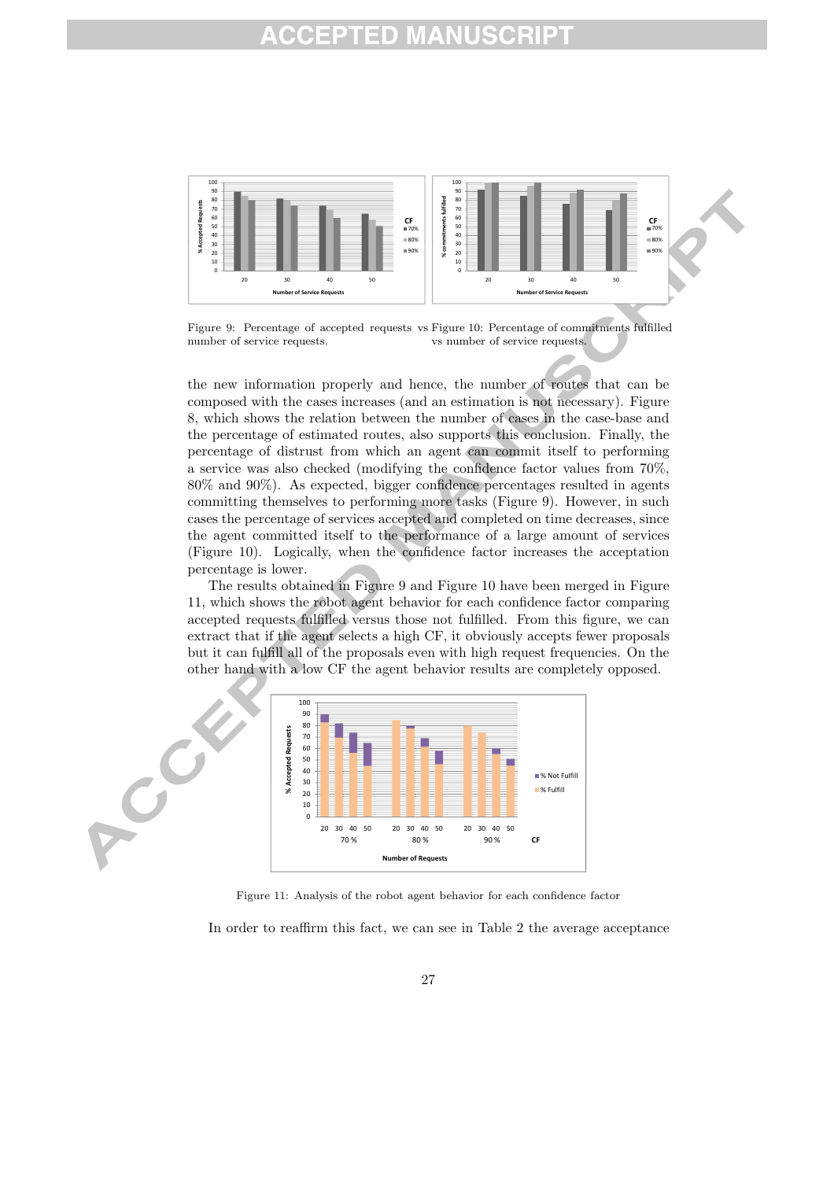Figure 9: Percentage of accepted requests vs number of service requests.

Figure 10: Percentage of commitments fulfilled vs number of service requests.

the new information properly and hence, the number of routes that can be composed with the cases increases (and an estimation is not necessary). Figure 8, which shows the relation between the number of cases in the case-base and the percentage of estimated routes, also supports this conclusion. Finally, the percentage of distrust from which an agent can commit itself to performing a service was also checked (modifying the confidence factor values from 70%, 80% and 90%). As expected, bigger confidence percentages resulted in agents committing themselves to performing more tasks (Figure 9). However, in such cases the percentage of services accepted and completed on time decreases, since the agent committed itself to the performance of a large amount of services (Figure 10). Logically, when the confidence factor increases the acceptation percentage is lower.

The results obtained in Figure 9 and Figure 10 have been merged in Figure 11, which shows the robot agent behavior for each confidence factor comparing accepted requests fulfilled versus those not fulfilled. From this figure, we can extract that if the agent selects a high CF, it obviously accepts fewer proposals but it can fulfill all of the proposals even with high request frequencies. On the other hand with a low CF the agent behavior results are completely opposed.

Figure 11: Analysis of the robot agent behavior for each confidence factor

In order to reaffirm this fact, we can see in Table 2 the average acceptance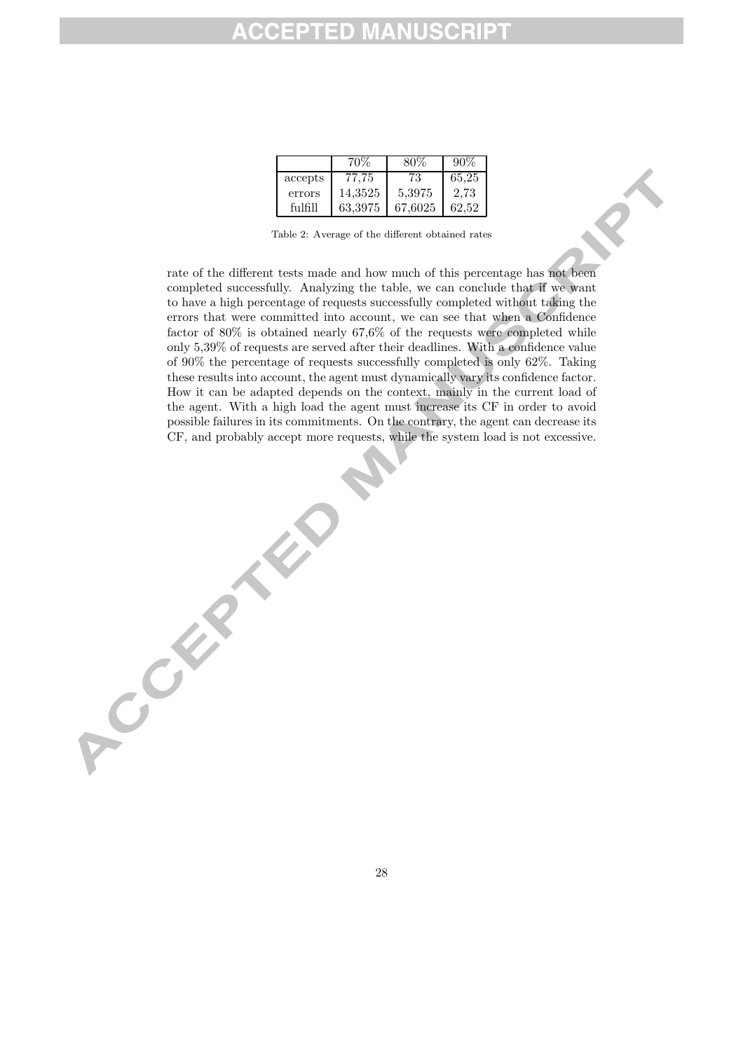| | 70% | 80% | 90% |
|---|---|---|---|
| accepts | 77,75 | 73 | 65,25 |
| errors | 14,3525 | 5,3975 | 2,73 |
| fulfill | 63,3975 | 67,6025 | 62,52 |

Table 2: Average of the different obtained rates

rate of the different tests made and how much of this percentage has not been completed successfully. Analyzing the table, we can conclude that if we want to have a high percentage of requests successfully completed without taking the errors that were committed into account, we can see that when a Confidence factor of 80% is obtained nearly 67,6% of the requests were completed while only 5,39% of requests are served after their deadlines. With a confidence value of 90% the percentage of requests successfully completed is only 62%. Taking these results into account, the agent must dynamically vary its confidence factor. How it can be adapted depends on the context, mainly in the current load of the agent. With a high load the agent must increase its CF in order to avoid possible failures in its commitments. On the contrary, the agent can decrease its CF, and probably accept more requests, while the system load is not excessive.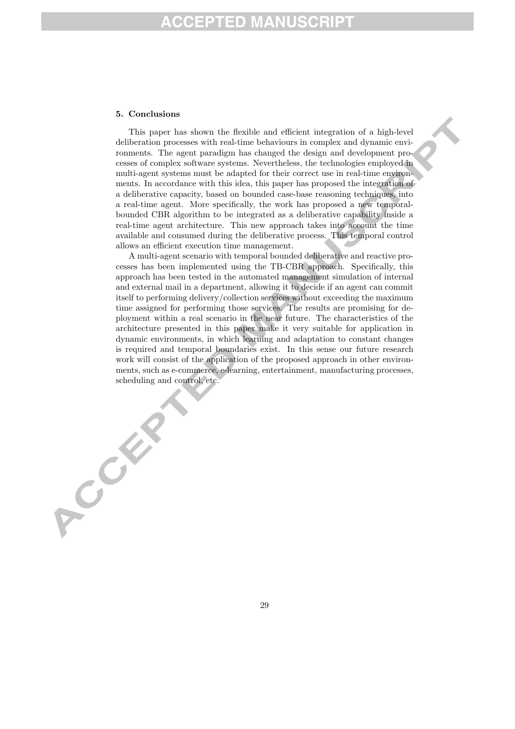## 5. Conclusions

This paper has shown the flexible and efficient integration of a high-level deliberation processes with real-time behaviours in complex and dynamic environments. The agent paradigm has changed the design and development processes of complex software systems. Nevertheless, the technologies employed in multi-agent systems must be adapted for their correct use in real-time environments. In accordance with this idea, this paper has proposed the integration of a deliberative capacity, based on bounded case-base reasoning techniques, into a real-time agent. More specifically, the work has proposed a new temporal-bounded CBR algorithm to be integrated as a deliberative capability inside a real-time agent architecture. This new approach takes into account the time available and consumed during the deliberative process. This temporal control allows an efficient execution time management.

A multi-agent scenario with temporal bounded deliberative and reactive processes has been implemented using the TB-CBR approach. Specifically, this approach has been tested in the automated management simulation of internal and external mail in a department, allowing it to decide if an agent can commit itself to performing delivery/collection services without exceeding the maximum time assigned for performing those services. The results are promising for deployment within a real scenario in the near future. The characteristics of the architecture presented in this paper make it very suitable for application in dynamic environments, in which learning and adaptation to constant changes is required and temporal boundaries exist. In this sense our future research work will consist of the application of the proposed approach in other environments, such as e-commerce, e-learning, entertainment, manufacturing processes, scheduling and control, etc.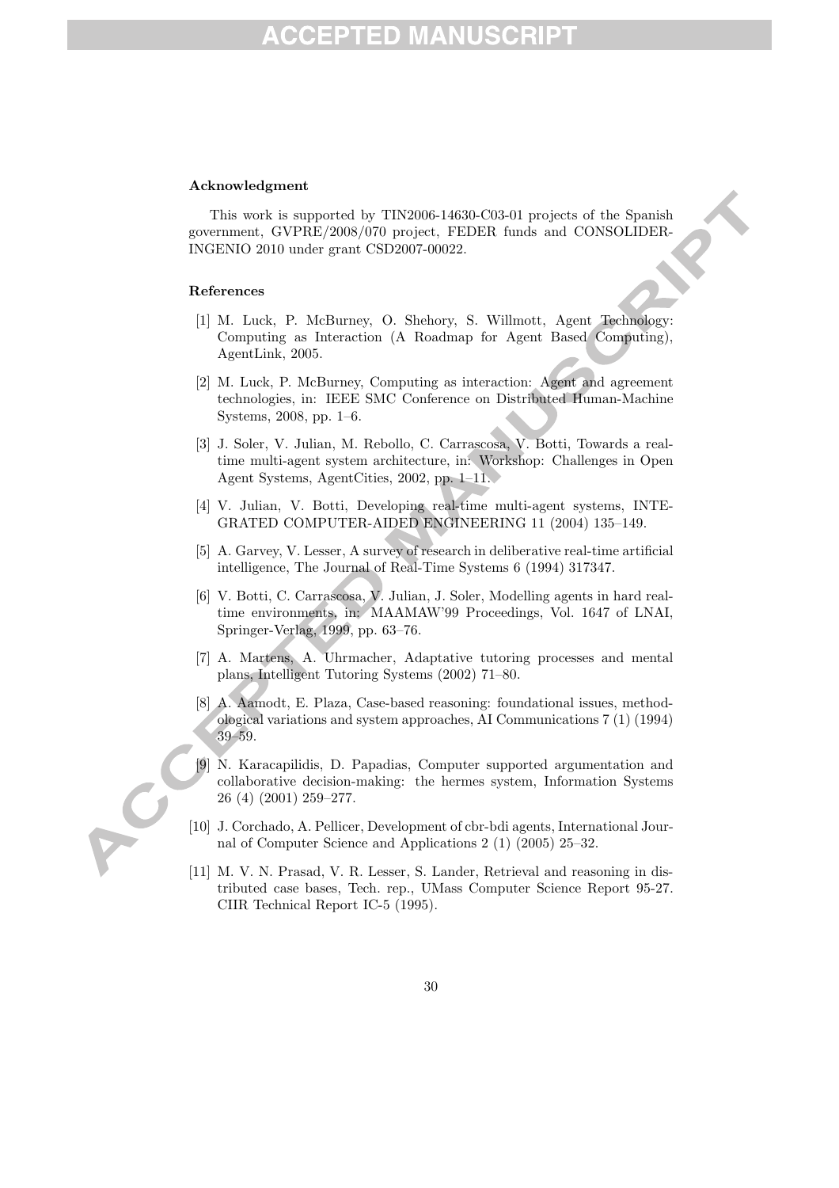### Acknowledgment

This work is supported by TIN2006-14630-C03-01 projects of the Spanish government, GVPRE/2008/070 project, FEDER funds and CONSOLIDER-INGENIO 2010 under grant CSD2007-00022.

### References

[1] M. Luck, P. McBurney, O. Shehory, S. Willmott, Agent Technology: Computing as Interaction (A Roadmap for Agent Based Computing), AgentLink, 2005.

[2] M. Luck, P. McBurney, Computing as interaction: Agent and agreement technologies, in: IEEE SMC Conference on Distributed Human-Machine Systems, 2008, pp. 1–6.

[3] J. Soler, V. Julian, M. Rebollo, C. Carrascosa, V. Botti, Towards a real-time multi-agent system architecture, in: Workshop: Challenges in Open Agent Systems, AgentCities, 2002, pp. 1–11.

[4] V. Julian, V. Botti, Developing real-time multi-agent systems, INTEGRATED COMPUTER-AIDED ENGINEERING 11 (2004) 135–149.

[5] A. Garvey, V. Lesser, A survey of research in deliberative real-time artificial intelligence, The Journal of Real-Time Systems 6 (1994) 317347.

[6] V. Botti, C. Carrascosa, V. Julian, J. Soler, Modelling agents in hard real-time environments, in: MAAMAW'99 Proceedings, Vol. 1647 of LNAI, Springer-Verlag, 1999, pp. 63–76.

[7] A. Martens, A. Uhrmacher, Adaptative tutoring processes and mental plans, Intelligent Tutoring Systems (2002) 71–80.

[8] A. Aamodt, E. Plaza, Case-based reasoning: foundational issues, methodological variations and system approaches, AI Communications 7 (1) (1994) 39–59.

[9] N. Karacapilidis, D. Papadias, Computer supported argumentation and collaborative decision-making: the hermes system, Information Systems 26 (4) (2001) 259–277.

[10] J. Corchado, A. Pellicer, Development of cbr-bdi agents, International Journal of Computer Science and Applications 2 (1) (2005) 25–32.

[11] M. V. N. Prasad, V. R. Lesser, S. Lander, Retrieval and reasoning in distributed case bases, Tech. rep., UMass Computer Science Report 95-27. CIIR Technical Report IC-5 (1995).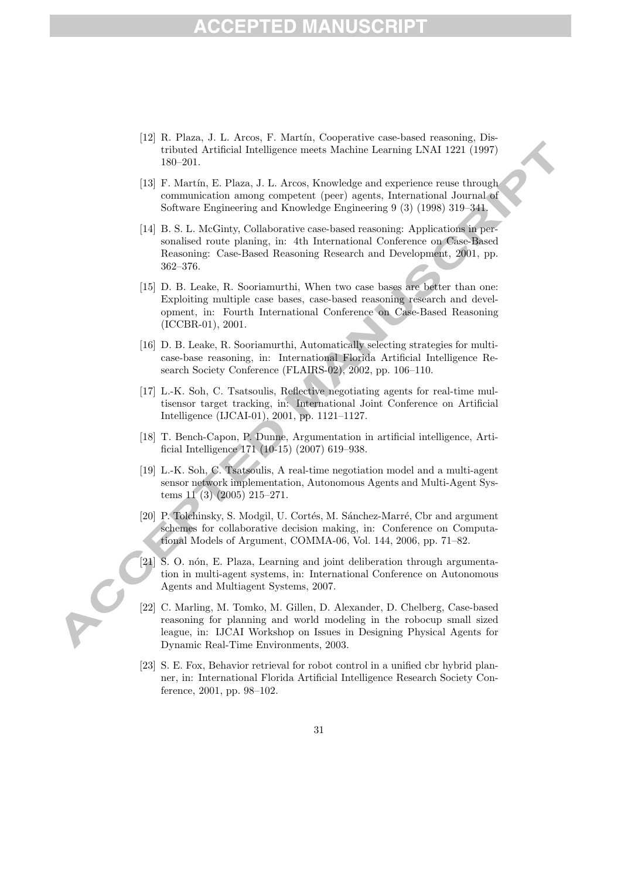[12] R. Plaza, J. L. Arcos, F. Martín, Cooperative case-based reasoning, Distributed Artificial Intelligence meets Machine Learning LNAI 1221 (1997) 180–201.

[13] F. Martín, E. Plaza, J. L. Arcos, Knowledge and experience reuse through communication among competent (peer) agents, International Journal of Software Engineering and Knowledge Engineering 9 (3) (1998) 319–341.

[14] B. S. L. McGinty, Collaborative case-based reasoning: Applications in personalised route planing, in: 4th International Conference on Case-Based Reasoning: Case-Based Reasoning Research and Development, 2001, pp. 362–376.

[15] D. B. Leake, R. Sooriamurthi, When two case bases are better than one: Exploiting multiple case bases, case-based reasoning research and development, in: Fourth International Conference on Case-Based Reasoning (ICCBR-01), 2001.

[16] D. B. Leake, R. Sooriamurthi, Automatically selecting strategies for multi-case-base reasoning, in: International Florida Artificial Intelligence Research Society Conference (FLAIRS-02), 2002, pp. 106–110.

[17] L.-K. Soh, C. Tsatsoulis, Reflective negotiating agents for real-time multisensor target tracking, in: International Joint Conference on Artificial Intelligence (IJCAI-01), 2001, pp. 1121–1127.

[18] T. Bench-Capon, P. Dunne, Argumentation in artificial intelligence, Artificial Intelligence 171 (10-15) (2007) 619–938.

[19] L.-K. Soh, C. Tsatsoulis, A real-time negotiation model and a multi-agent sensor network implementation, Autonomous Agents and Multi-Agent Systems 11 (3) (2005) 215–271.

[20] P. Tolchinsky, S. Modgil, U. Cortés, M. Sánchez-Marré, Cbr and argument schemes for collaborative decision making, in: Conference on Computational Models of Argument, COMMA-06, Vol. 144, 2006, pp. 71–82.

[21] S. O. nón, E. Plaza, Learning and joint deliberation through argumentation in multi-agent systems, in: International Conference on Autonomous Agents and Multiagent Systems, 2007.

[22] C. Marling, M. Tomko, M. Gillen, D. Alexander, D. Chelberg, Case-based reasoning for planning and world modeling in the robocup small sized league, in: IJCAI Workshop on Issues in Designing Physical Agents for Dynamic Real-Time Environments, 2003.

[23] S. E. Fox, Behavior retrieval for robot control in a unified cbr hybrid planner, in: International Florida Artificial Intelligence Research Society Conference, 2001, pp. 98–102.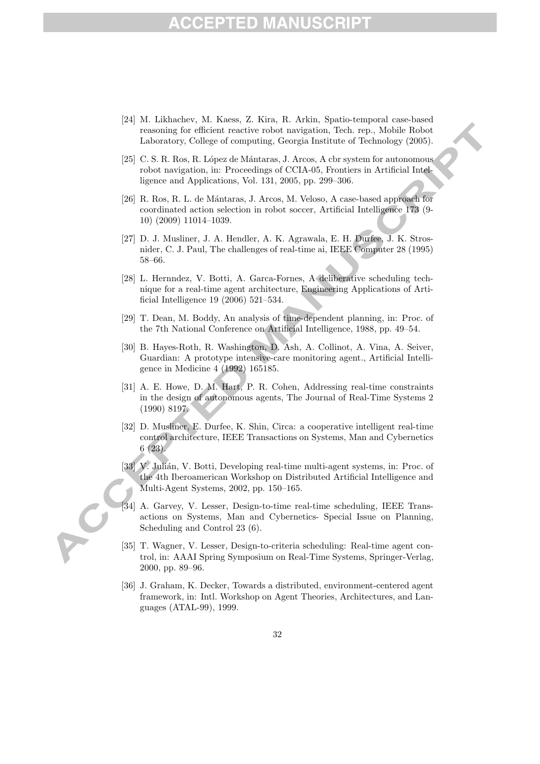[24] M. Likhachev, M. Kaess, Z. Kira, R. Arkin, Spatio-temporal case-based reasoning for efficient reactive robot navigation, Tech. rep., Mobile Robot Laboratory, College of computing, Georgia Institute of Technology (2005).

[25] C. S. R. Ros, R. López de Mántaras, J. Arcos, A cbr system for autonomous robot navigation, in: Proceedings of CCIA-05, Frontiers in Artificial Intelligence and Applications, Vol. 131, 2005, pp. 299–306.

[26] R. Ros, R. L. de Mántaras, J. Arcos, M. Veloso, A case-based approach for coordinated action selection in robot soccer, Artificial Intelligence 173 (9-10) (2009) 11014–1039.

[27] D. J. Musliner, J. A. Hendler, A. K. Agrawala, E. H. Durfee, J. K. Strosnider, C. J. Paul, The challenges of real-time ai, IEEE Computer 28 (1995) 58–66.

[28] L. Hernndez, V. Botti, A. Garca-Fornes, A deliberative scheduling technique for a real-time agent architecture, Engineering Applications of Artificial Intelligence 19 (2006) 521–534.

[29] T. Dean, M. Boddy, An analysis of time-dependent planning, in: Proc. of the 7th National Conference on Artificial Intelligence, 1988, pp. 49–54.

[30] B. Hayes-Roth, R. Washington, D. Ash, A. Collinot, A. Vina, A. Seiver, Guardian: A prototype intensive-care monitoring agent., Artificial Intelligence in Medicine 4 (1992) 165185.

[31] A. E. Howe, D. M. Hart, P. R. Cohen, Addressing real-time constraints in the design of autonomous agents, The Journal of Real-Time Systems 2 (1990) 8197.

[32] D. Musliner, E. Durfee, K. Shin, Circa: a cooperative intelligent real-time control architecture, IEEE Transactions on Systems, Man and Cybernetics 6 (23).

[33] V. Julián, V. Botti, Developing real-time multi-agent systems, in: Proc. of the 4th Iberoamerican Workshop on Distributed Artificial Intelligence and Multi-Agent Systems, 2002, pp. 150–165.

[34] A. Garvey, V. Lesser, Design-to-time real-time scheduling, IEEE Transactions on Systems, Man and Cybernetics- Special Issue on Planning, Scheduling and Control 23 (6).

[35] T. Wagner, V. Lesser, Design-to-criteria scheduling: Real-time agent control, in: AAAI Spring Symposium on Real-Time Systems, Springer-Verlag, 2000, pp. 89–96.

[36] J. Graham, K. Decker, Towards a distributed, environment-centered agent framework, in: Intl. Workshop on Agent Theories, Architectures, and Languages (ATAL-99), 1999.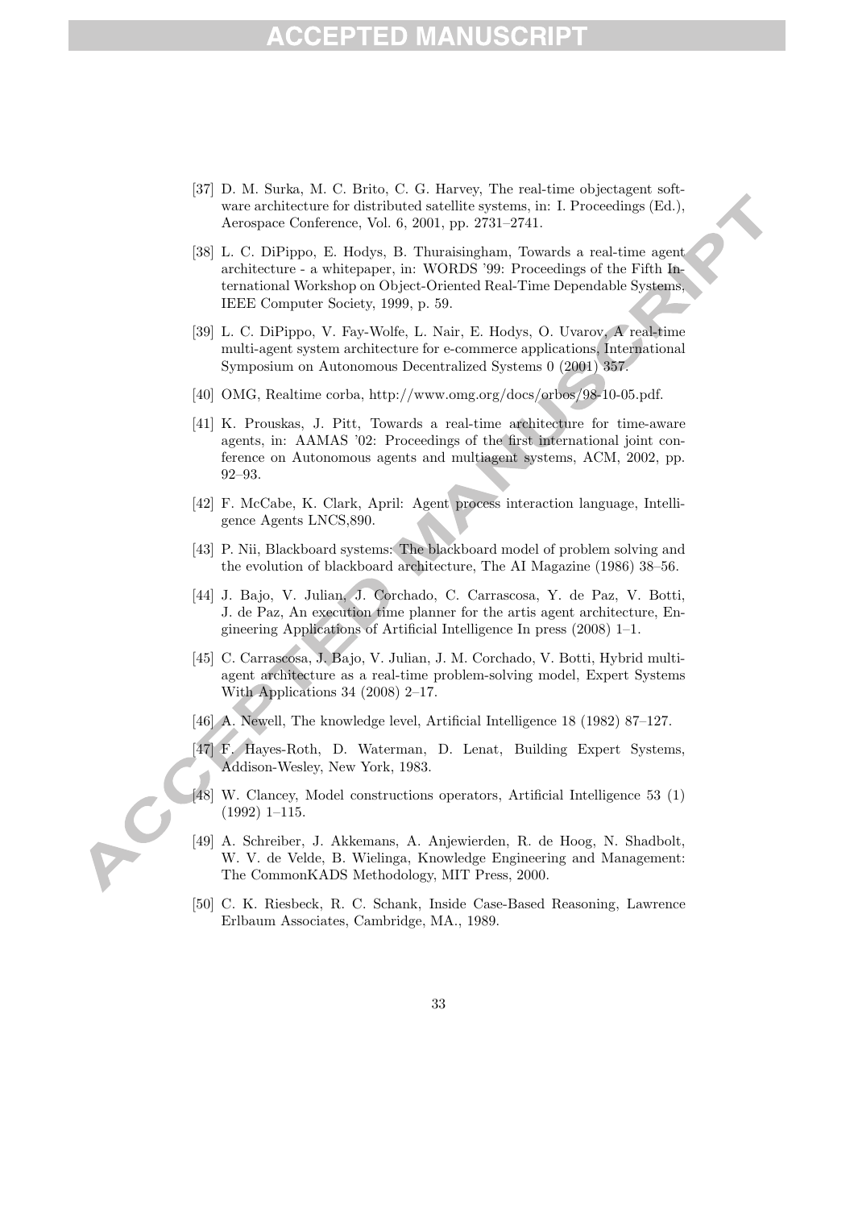[37] D. M. Surka, M. C. Brito, C. G. Harvey, The real-time objectagent software architecture for distributed satellite systems, in: I. Proceedings (Ed.), Aerospace Conference, Vol. 6, 2001, pp. 2731–2741.

[38] L. C. DiPippo, E. Hodys, B. Thuraisingham, Towards a real-time agent architecture - a whitepaper, in: WORDS '99: Proceedings of the Fifth International Workshop on Object-Oriented Real-Time Dependable Systems, IEEE Computer Society, 1999, p. 59.

[39] L. C. DiPippo, V. Fay-Wolfe, L. Nair, E. Hodys, O. Uvarov, A real-time multi-agent system architecture for e-commerce applications, International Symposium on Autonomous Decentralized Systems 0 (2001) 357.

[40] OMG, Realtime corba, http://www.omg.org/docs/orbos/98-10-05.pdf.

[41] K. Prouskas, J. Pitt, Towards a real-time architecture for time-aware agents, in: AAMAS '02: Proceedings of the first international joint conference on Autonomous agents and multiagent systems, ACM, 2002, pp. 92–93.

[42] F. McCabe, K. Clark, April: Agent process interaction language, Intelligence Agents LNCS,890.

[43] P. Nii, Blackboard systems: The blackboard model of problem solving and the evolution of blackboard architecture, The AI Magazine (1986) 38–56.

[44] J. Bajo, V. Julian, J. Corchado, C. Carrascosa, Y. de Paz, V. Botti, J. de Paz, An execution time planner for the artis agent architecture, Engineering Applications of Artificial Intelligence In press (2008) 1–1.

[45] C. Carrascosa, J. Bajo, V. Julian, J. M. Corchado, V. Botti, Hybrid multiagent architecture as a real-time problem-solving model, Expert Systems With Applications 34 (2008) 2–17.

[46] A. Newell, The knowledge level, Artificial Intelligence 18 (1982) 87–127.

[47] F. Hayes-Roth, D. Waterman, D. Lenat, Building Expert Systems, Addison-Wesley, New York, 1983.

[48] W. Clancey, Model constructions operators, Artificial Intelligence 53 (1) (1992) 1–115.

[49] A. Schreiber, J. Akkemans, A. Anjewierden, R. de Hoog, N. Shadbolt, W. V. de Velde, B. Wielinga, Knowledge Engineering and Management: The CommonKADS Methodology, MIT Press, 2000.

[50] C. K. Riesbeck, R. C. Schank, Inside Case-Based Reasoning, Lawrence Erlbaum Associates, Cambridge, MA., 1989.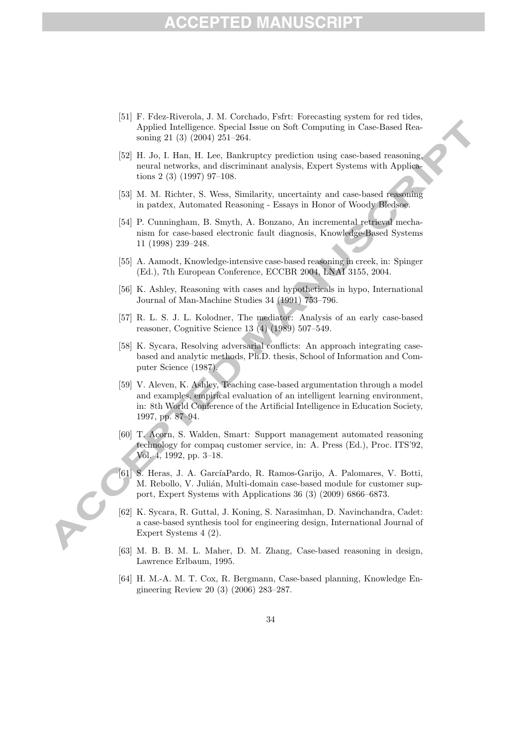[51] F. Fdez-Riverola, J. M. Corchado, Fsfrt: Forecasting system for red tides, Applied Intelligence. Special Issue on Soft Computing in Case-Based Reasoning 21 (3) (2004) 251–264.

[52] H. Jo, I. Han, H. Lee, Bankruptcy prediction using case-based reasoning, neural networks, and discriminant analysis, Expert Systems with Applications 2 (3) (1997) 97–108.

[53] M. M. Richter, S. Wess, Similarity, uncertainty and case-based reasoning in patdex, Automated Reasoning - Essays in Honor of Woody Bledsoe.

[54] P. Cunningham, B. Smyth, A. Bonzano, An incremental retrieval mechanism for case-based electronic fault diagnosis, Knowledge-Based Systems 11 (1998) 239–248.

[55] A. Aamodt, Knowledge-intensive case-based reasoning in creek, in: Spinger (Ed.), 7th European Conference, ECCBR 2004, LNAI 3155, 2004.

[56] K. Ashley, Reasoning with cases and hypotheticals in hypo, International Journal of Man-Machine Studies 34 (1991) 753–796.

[57] R. L. S. J. L. Kolodner, The mediator: Analysis of an early case-based reasoner, Cognitive Science 13 (4) (1989) 507–549.

[58] K. Sycara, Resolving adversarial conflicts: An approach integrating case-based and analytic methods, Ph.D. thesis, School of Information and Computer Science (1987).

[59] V. Aleven, K. Ashley, Teaching case-based argumentation through a model and examples, empirical evaluation of an intelligent learning environment, in: 8th World Conference of the Artificial Intelligence in Education Society, 1997, pp. 87–94.

[60] T. Acorn, S. Walden, Smart: Support management automated reasoning technology for compaq customer service, in: A. Press (Ed.), Proc. ITS'92, Vol. 4, 1992, pp. 3–18.

[61] S. Heras, J. A. GarcíaPardo, R. Ramos-Garijo, A. Palomares, V. Botti, M. Rebollo, V. Julián, Multi-domain case-based module for customer support, Expert Systems with Applications 36 (3) (2009) 6866–6873.

[62] K. Sycara, R. Guttal, J. Koning, S. Narasimhan, D. Navinchandra, Cadet: a case-based synthesis tool for engineering design, International Journal of Expert Systems 4 (2).

[63] M. B. B. M. L. Maher, D. M. Zhang, Case-based reasoning in design, Lawrence Erlbaum, 1995.

[64] H. M.-A. M. T. Cox, R. Bergmann, Case-based planning, Knowledge Engineering Review 20 (3) (2006) 283–287.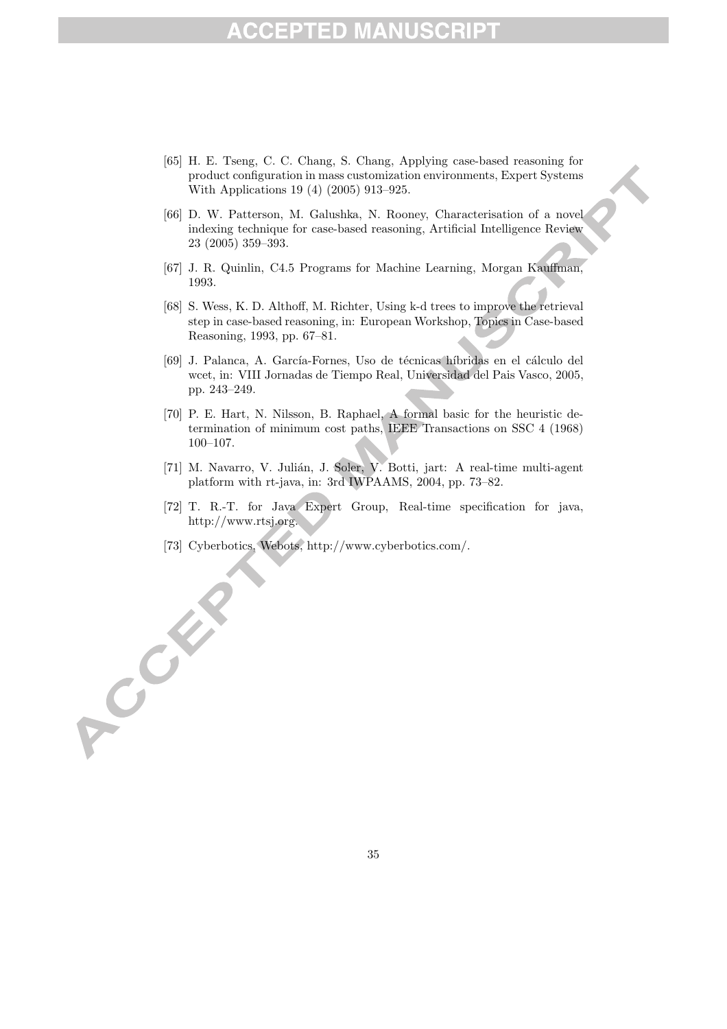[65] H. E. Tseng, C. C. Chang, S. Chang, Applying case-based reasoning for product configuration in mass customization environments, Expert Systems With Applications 19 (4) (2005) 913–925.

[66] D. W. Patterson, M. Galushka, N. Rooney, Characterisation of a novel indexing technique for case-based reasoning, Artificial Intelligence Review 23 (2005) 359–393.

[67] J. R. Quinlin, C4.5 Programs for Machine Learning, Morgan Kauffman, 1993.

[68] S. Wess, K. D. Althoff, M. Richter, Using k-d trees to improve the retrieval step in case-based reasoning, in: European Workshop, Topics in Case-based Reasoning, 1993, pp. 67–81.

[69] J. Palanca, A. García-Fornes, Uso de técnicas híbridas en el cálculo del wcet, in: VIII Jornadas de Tiempo Real, Universidad del Pais Vasco, 2005, pp. 243–249.

[70] P. E. Hart, N. Nilsson, B. Raphael, A formal basic for the heuristic determination of minimum cost paths, IEEE Transactions on SSC 4 (1968) 100–107.

[71] M. Navarro, V. Julián, J. Soler, V. Botti, jart: A real-time multi-agent platform with rt-java, in: 3rd IWPAAMS, 2004, pp. 73–82.

[72] T. R.-T. for Java Expert Group, Real-time specification for java, http://www.rtsj.org.

[73] Cyberbotics, Webots, http://www.cyberbotics.com/.